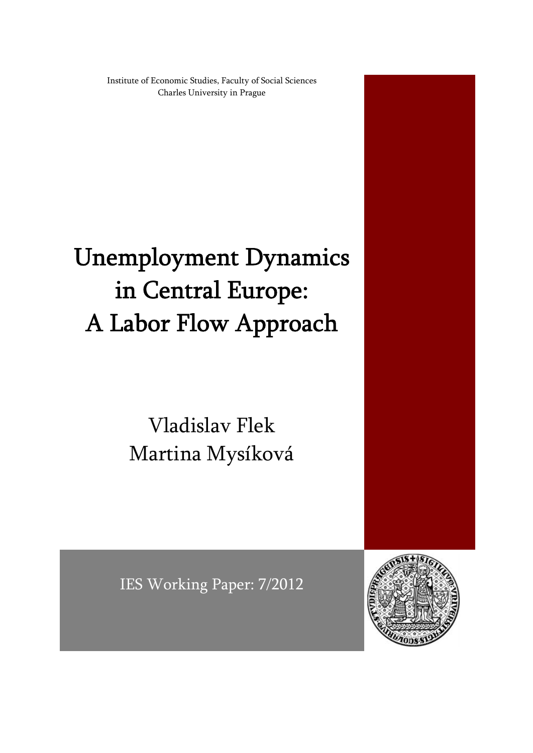Institute of Economic Studies, Faculty of Social Sciences
Charles University in Prague

# Unemployment Dynamics in Central Europe: A Labor Flow Approach

Vladislav Flek
Martina Mysíková

IES Working Paper: 7/2012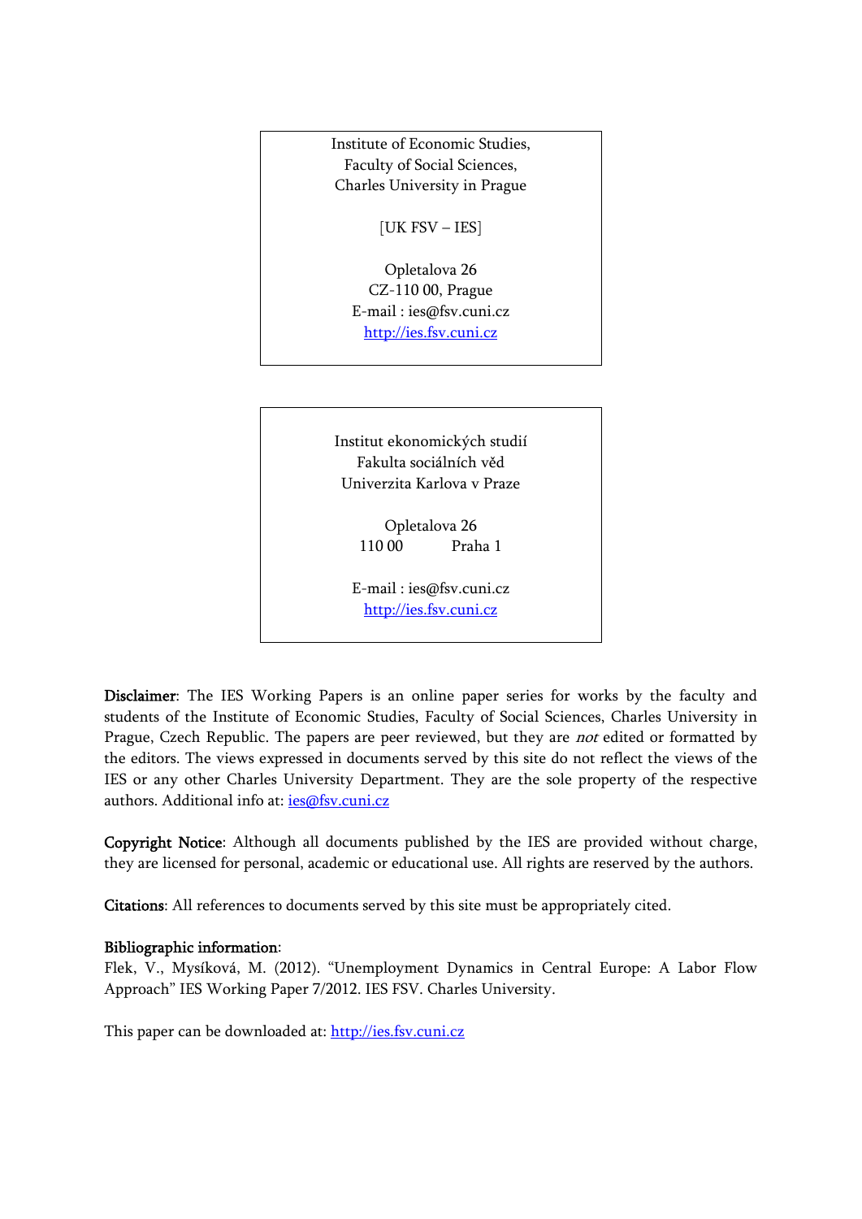Institute of Economic Studies,
Faculty of Social Sciences,
Charles University in Prague

[UK FSV – IES]

Opletalova 26
CZ-110 00, Prague
E-mail : ies@fsv.cuni.cz
http://ies.fsv.cuni.cz

Institut ekonomických studií
Fakulta sociálních věd
Univerzita Karlova v Praze

Opletalova 26
110 00 Praha 1

E-mail : ies@fsv.cuni.cz
http://ies.fsv.cuni.cz

**Disclaimer**: The IES Working Papers is an online paper series for works by the faculty and students of the Institute of Economic Studies, Faculty of Social Sciences, Charles University in Prague, Czech Republic. The papers are peer reviewed, but they are *not* edited or formatted by the editors. The views expressed in documents served by this site do not reflect the views of the IES or any other Charles University Department. They are the sole property of the respective authors. Additional info at: ies@fsv.cuni.cz

**Copyright Notice**: Although all documents published by the IES are provided without charge, they are licensed for personal, academic or educational use. All rights are reserved by the authors.

**Citations**: All references to documents served by this site must be appropriately cited.

**Bibliographic information**:
Flek, V., Mysíková, M. (2012). "Unemployment Dynamics in Central Europe: A Labor Flow Approach" IES Working Paper 7/2012. IES FSV. Charles University.

This paper can be downloaded at: http://ies.fsv.cuni.cz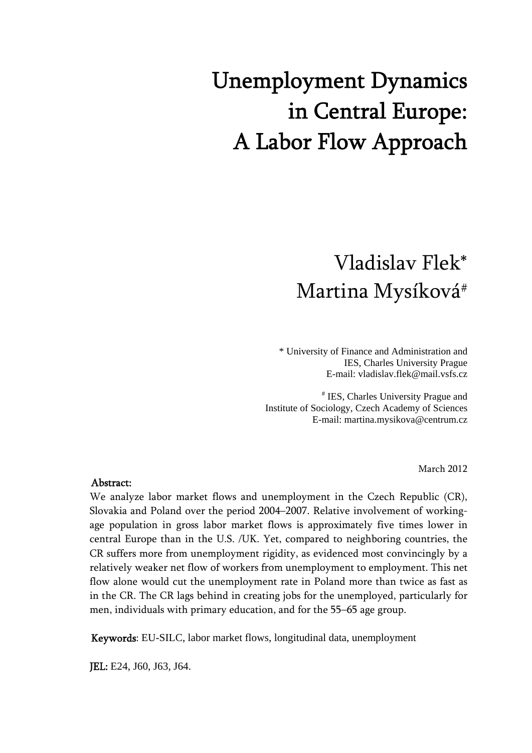// Unemployment Dynamics in Central Europe: A Labor Flow Approach

Vladislav Flek*

Martina Mysíková#

\* University of Finance and Administration and
IES, Charles University Prague
E-mail: vladislav.flek@mail.vsfs.cz

\# IES, Charles University Prague and
Institute of Sociology, Czech Academy of Sciences
E-mail: martina.mysikova@centrum.cz

March 2012

**Abstract:**

We analyze labor market flows and unemployment in the Czech Republic (CR), Slovakia and Poland over the period 2004–2007. Relative involvement of working-age population in gross labor market flows is approximately five times lower in central Europe than in the U.S. /UK. Yet, compared to neighboring countries, the CR suffers more from unemployment rigidity, as evidenced most convincingly by a relatively weaker net flow of workers from unemployment to employment. This net flow alone would cut the unemployment rate in Poland more than twice as fast as in the CR. The CR lags behind in creating jobs for the unemployed, particularly for men, individuals with primary education, and for the 55–65 age group.

**Keywords**: EU-SILC, labor market flows, longitudinal data, unemployment

**JEL:** E24, J60, J63, J64.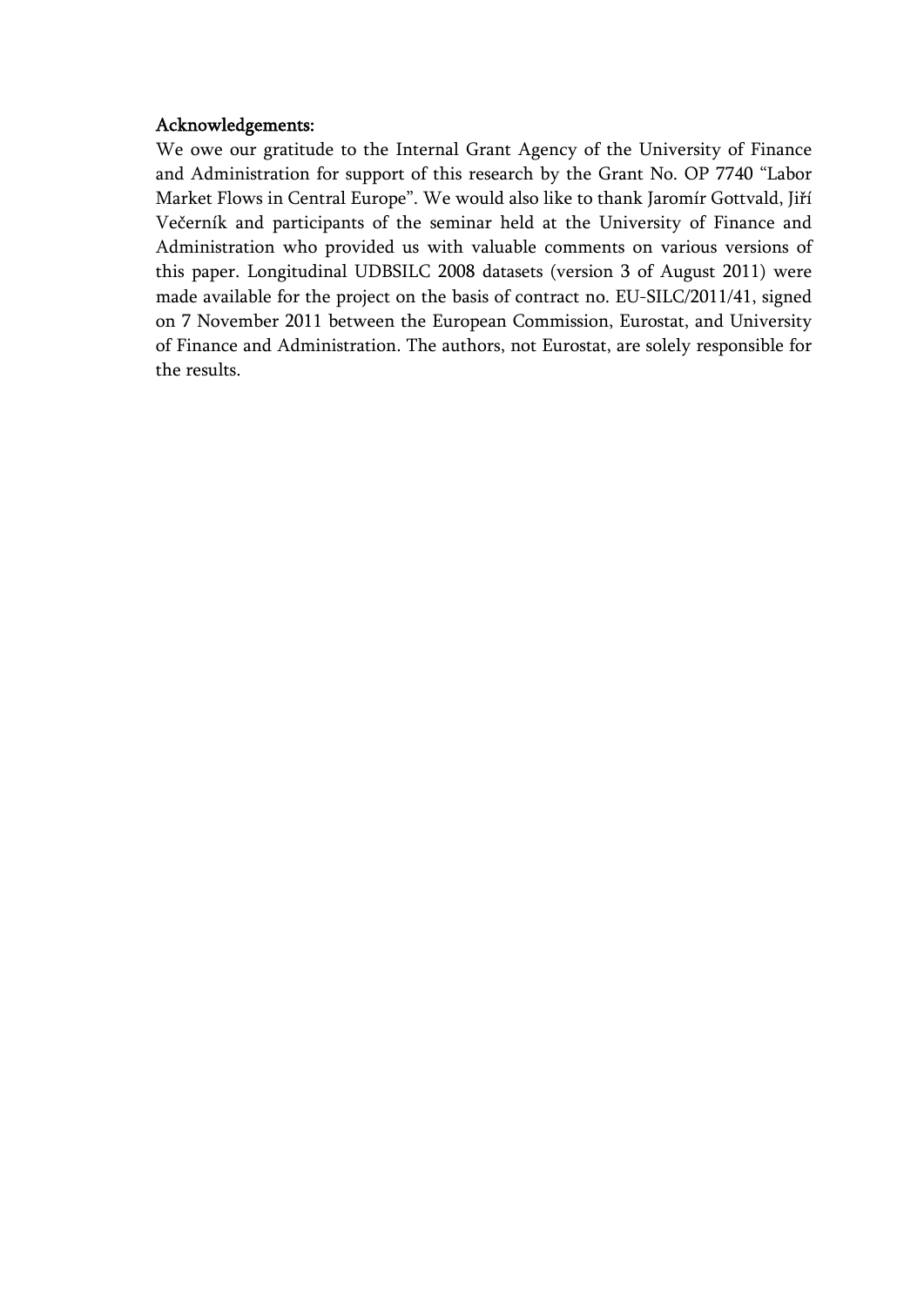**Acknowledgements:**

We owe our gratitude to the Internal Grant Agency of the University of Finance and Administration for support of this research by the Grant No. OP 7740 "Labor Market Flows in Central Europe". We would also like to thank Jaromír Gottvald, Jiří Večerník and participants of the seminar held at the University of Finance and Administration who provided us with valuable comments on various versions of this paper. Longitudinal UDBSILC 2008 datasets (version 3 of August 2011) were made available for the project on the basis of contract no. EU-SILC/2011/41, signed on 7 November 2011 between the European Commission, Eurostat, and University of Finance and Administration. The authors, not Eurostat, are solely responsible for the results.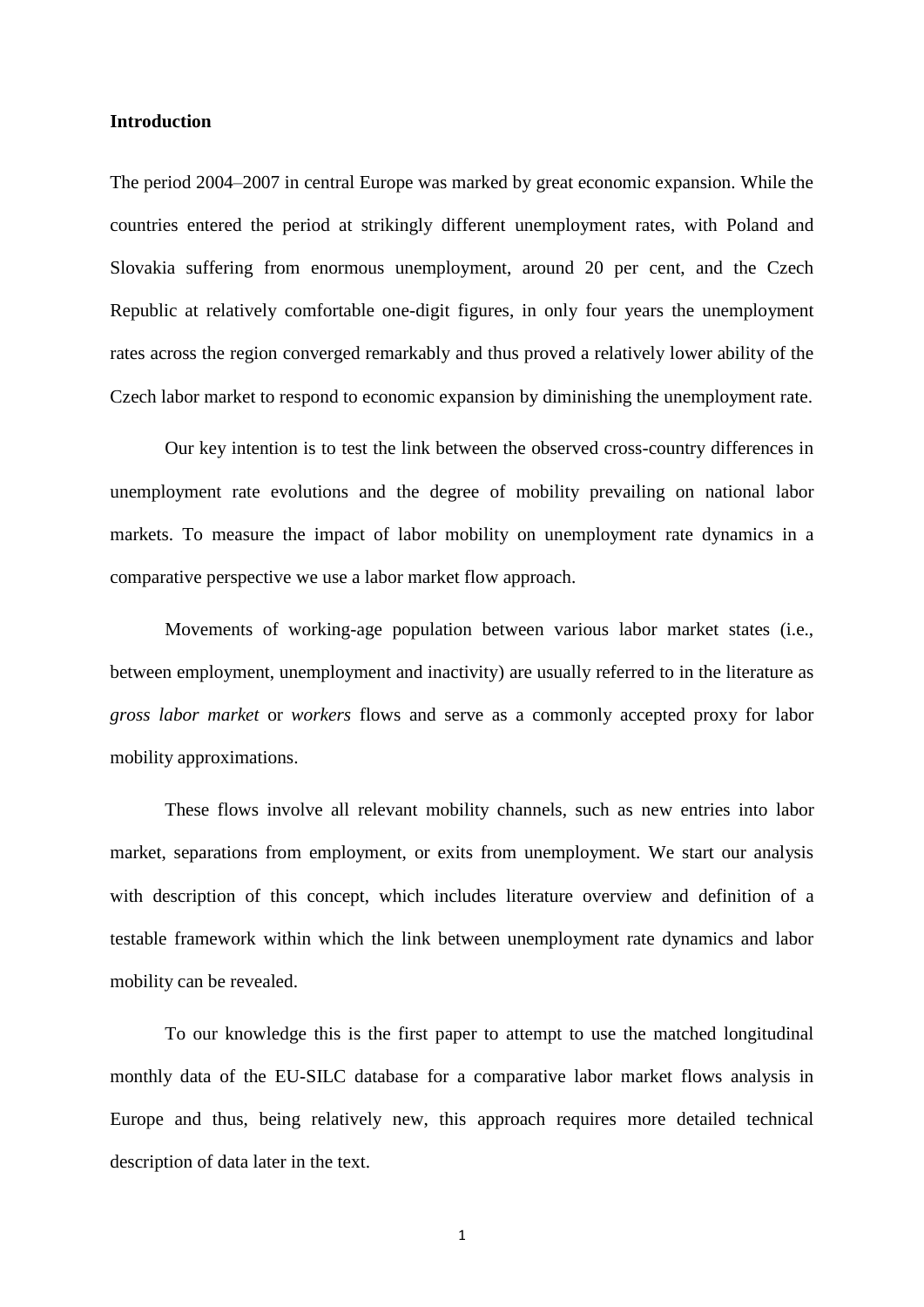**Introduction**

The period 2004–2007 in central Europe was marked by great economic expansion. While the countries entered the period at strikingly different unemployment rates, with Poland and Slovakia suffering from enormous unemployment, around 20 per cent, and the Czech Republic at relatively comfortable one-digit figures, in only four years the unemployment rates across the region converged remarkably and thus proved a relatively lower ability of the Czech labor market to respond to economic expansion by diminishing the unemployment rate.

Our key intention is to test the link between the observed cross-country differences in unemployment rate evolutions and the degree of mobility prevailing on national labor markets. To measure the impact of labor mobility on unemployment rate dynamics in a comparative perspective we use a labor market flow approach.

Movements of working-age population between various labor market states (i.e., between employment, unemployment and inactivity) are usually referred to in the literature as *gross labor market* or *workers* flows and serve as a commonly accepted proxy for labor mobility approximations.

These flows involve all relevant mobility channels, such as new entries into labor market, separations from employment, or exits from unemployment. We start our analysis with description of this concept, which includes literature overview and definition of a testable framework within which the link between unemployment rate dynamics and labor mobility can be revealed.

To our knowledge this is the first paper to attempt to use the matched longitudinal monthly data of the EU-SILC database for a comparative labor market flows analysis in Europe and thus, being relatively new, this approach requires more detailed technical description of data later in the text.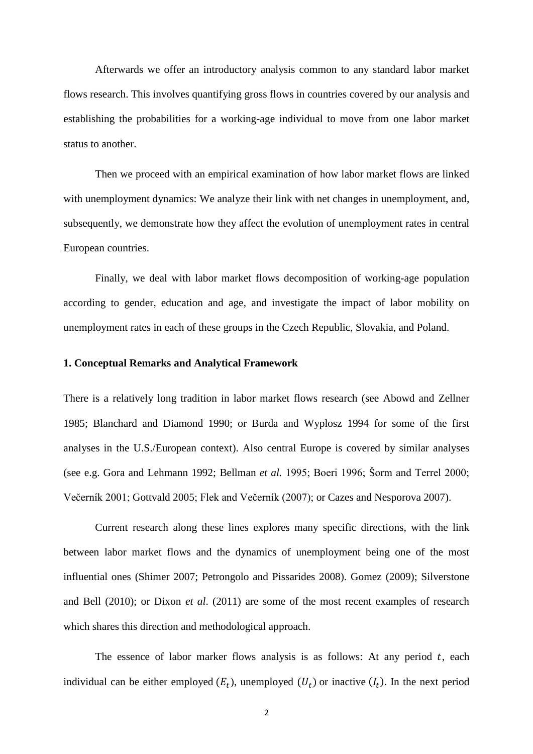Afterwards we offer an introductory analysis common to any standard labor market flows research. This involves quantifying gross flows in countries covered by our analysis and establishing the probabilities for a working-age individual to move from one labor market status to another.

Then we proceed with an empirical examination of how labor market flows are linked with unemployment dynamics: We analyze their link with net changes in unemployment, and, subsequently, we demonstrate how they affect the evolution of unemployment rates in central European countries.

Finally, we deal with labor market flows decomposition of working-age population according to gender, education and age, and investigate the impact of labor mobility on unemployment rates in each of these groups in the Czech Republic, Slovakia, and Poland.

### 1. Conceptual Remarks and Analytical Framework

There is a relatively long tradition in labor market flows research (see Abowd and Zellner 1985; Blanchard and Diamond 1990; or Burda and Wyplosz 1994 for some of the first analyses in the U.S./European context). Also central Europe is covered by similar analyses (see e.g. Gora and Lehmann 1992; Bellman *et al.* 1995; Boeri 1996; Šorm and Terrel 2000; Večerník 2001; Gottvald 2005; Flek and Večerník (2007); or Cazes and Nesporova 2007).

Current research along these lines explores many specific directions, with the link between labor market flows and the dynamics of unemployment being one of the most influential ones (Shimer 2007; Petrongolo and Pissarides 2008). Gomez (2009); Silverstone and Bell (2010); or Dixon *et al*. (2011) are some of the most recent examples of research which shares this direction and methodological approach.

The essence of labor marker flows analysis is as follows: At any period $t$, each individual can be either employed ($E_t$), unemployed ($U_t$) or inactive ($I_t$). In the next period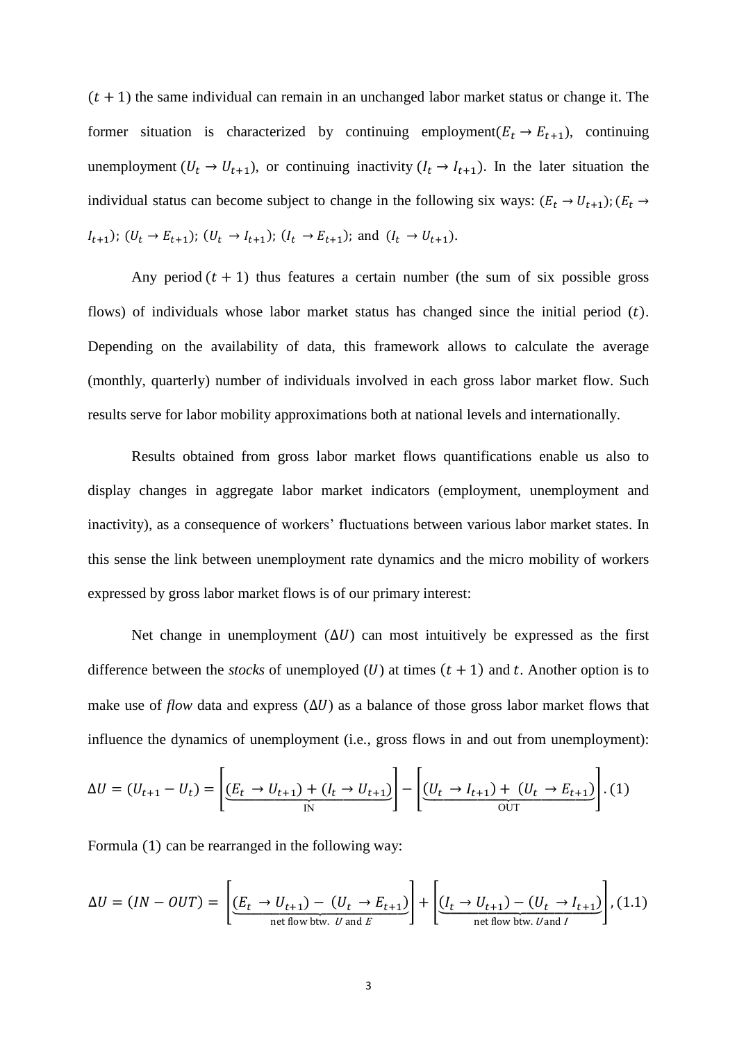$(t+1)$ the same individual can remain in an unchanged labor market status or change it. The former situation is characterized by continuing employment$(E_t \rightarrow E_{t+1})$, continuing unemployment $(U_t \rightarrow U_{t+1})$, or continuing inactivity $(I_t \rightarrow I_{t+1})$. In the later situation the individual status can become subject to change in the following six ways: $(E_t \rightarrow U_{t+1})$; $(E_t \rightarrow I_{t+1})$; $(U_t \rightarrow E_{t+1})$; $(U_t \rightarrow I_{t+1})$; $(I_t \rightarrow E_{t+1})$; and $(I_t \rightarrow U_{t+1})$.

Any period $(t+1)$ thus features a certain number (the sum of six possible gross flows) of individuals whose labor market status has changed since the initial period $(t)$. Depending on the availability of data, this framework allows to calculate the average (monthly, quarterly) number of individuals involved in each gross labor market flow. Such results serve for labor mobility approximations both at national levels and internationally.

Results obtained from gross labor market flows quantifications enable us also to display changes in aggregate labor market indicators (employment, unemployment and inactivity), as a consequence of workers' fluctuations between various labor market states. In this sense the link between unemployment rate dynamics and the micro mobility of workers expressed by gross labor market flows is of our primary interest:

Net change in unemployment $(\Delta U)$ can most intuitively be expressed as the first difference between the *stocks* of unemployed $(U)$ at times $(t+1)$ and $t$. Another option is to make use of *flow* data and express $(\Delta U)$ as a balance of those gross labor market flows that influence the dynamics of unemployment (i.e., gross flows in and out from unemployment):

$$\Delta U = (U_{t+1} - U_t) = \left[\underbrace{(E_t \rightarrow U_{t+1}) + (I_t \rightarrow U_{t+1})}_{\text{IN}}\right] - \left[\underbrace{(U_t \rightarrow I_{t+1}) + (U_t \rightarrow E_{t+1})}_{\text{OUT}}\right]. \quad (1)$$

Formula (1) can be rearranged in the following way:

$$\Delta U = (IN - OUT) = \left[\underbrace{(E_t \rightarrow U_{t+1}) - (U_t \rightarrow E_{t+1})}_{\text{net flow btw. } U \text{ and } E}\right] + \left[\underbrace{(I_t \rightarrow U_{t+1}) - (U_t \rightarrow I_{t+1})}_{\text{net flow btw. } U \text{ and } I}\right], \quad (1.1)$$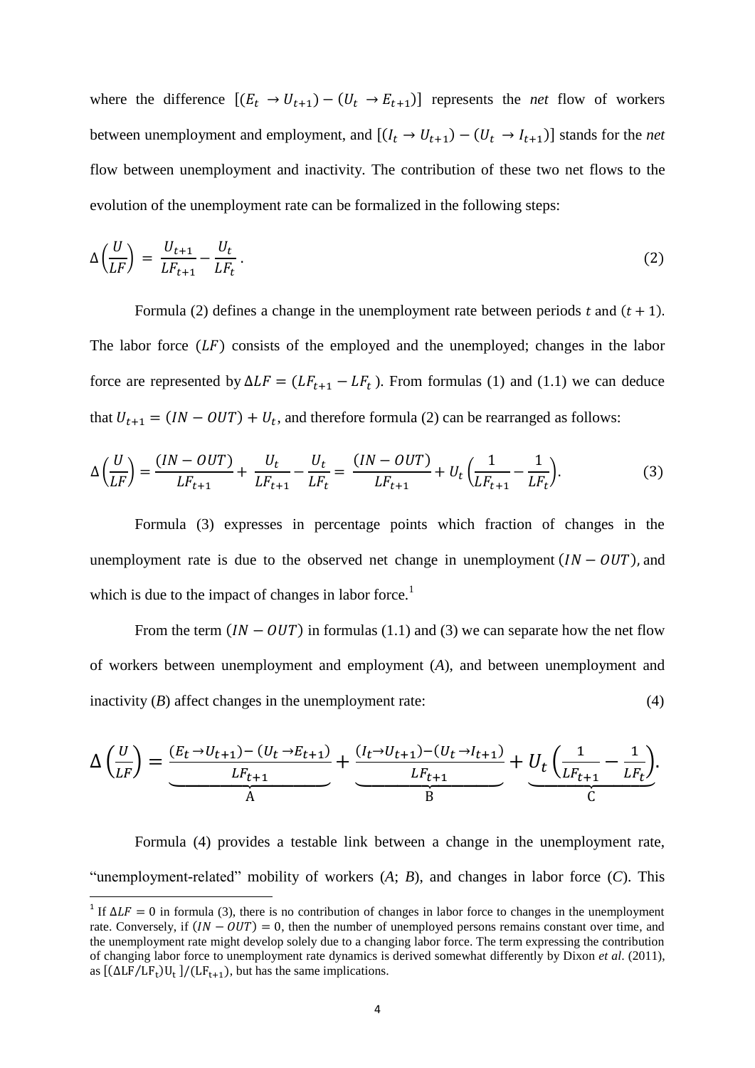where the difference $[(E_t \rightarrow U_{t+1}) - (U_t \rightarrow E_{t+1})]$ represents the *net* flow of workers between unemployment and employment, and $[(I_t \rightarrow U_{t+1}) - (U_t \rightarrow I_{t+1})]$ stands for the *net* flow between unemployment and inactivity. The contribution of these two net flows to the evolution of the unemployment rate can be formalized in the following steps:

$$\Delta\left(\frac{U}{LF}\right) = \frac{U_{t+1}}{LF_{t+1}} - \frac{U_t}{LF_t}. \tag{2}$$

Formula (2) defines a change in the unemployment rate between periods $t$ and $(t+1)$. The labor force $(LF)$ consists of the employed and the unemployed; changes in the labor force are represented by $\Delta LF = (LF_{t+1} - LF_t)$. From formulas (1) and (1.1) we can deduce that $U_{t+1} = (IN - OUT) + U_t$, and therefore formula (2) can be rearranged as follows:

$$\Delta\left(\frac{U}{LF}\right) = \frac{(IN - OUT)}{LF_{t+1}} + \frac{U_t}{LF_{t+1}} - \frac{U_t}{LF_t} = \frac{(IN - OUT)}{LF_{t+1}} + U_t\left(\frac{1}{LF_{t+1}} - \frac{1}{LF_t}\right). \tag{3}$$

Formula (3) expresses in percentage points which fraction of changes in the unemployment rate is due to the observed net change in unemployment $(IN - OUT)$, and which is due to the impact of changes in labor force.[1]

From the term $(IN - OUT)$ in formulas (1.1) and (3) we can separate how the net flow of workers between unemployment and employment (*A*), and between unemployment and inactivity (*B*) affect changes in the unemployment rate: (4)

$$\Delta\left(\frac{U}{LF}\right) = \underbrace{\frac{(E_t \rightarrow U_{t+1}) - (U_t \rightarrow E_{t+1})}{LF_{t+1}}}_{\text{A}} + \underbrace{\frac{(I_t \rightarrow U_{t+1}) - (U_t \rightarrow I_{t+1})}{LF_{t+1}}}_{\text{B}} + \underbrace{U_t\left(\frac{1}{LF_{t+1}} - \frac{1}{LF_t}\right)}_{\text{C}}.$$

Formula (4) provides a testable link between a change in the unemployment rate, "unemployment-related" mobility of workers (*A*; *B*), and changes in labor force (*C*). This

[1] If $\Delta LF = 0$ in formula (3), there is no contribution of changes in labor force to changes in the unemployment rate. Conversely, if $(IN - OUT) = 0$, then the number of unemployed persons remains constant over time, and the unemployment rate might develop solely due to a changing labor force. The term expressing the contribution of changing labor force to unemployment rate dynamics is derived somewhat differently by Dixon *et al*. (2011), as $[(\Delta LF/LF_t)U_t]/(LF_{t+1})$, but has the same implications.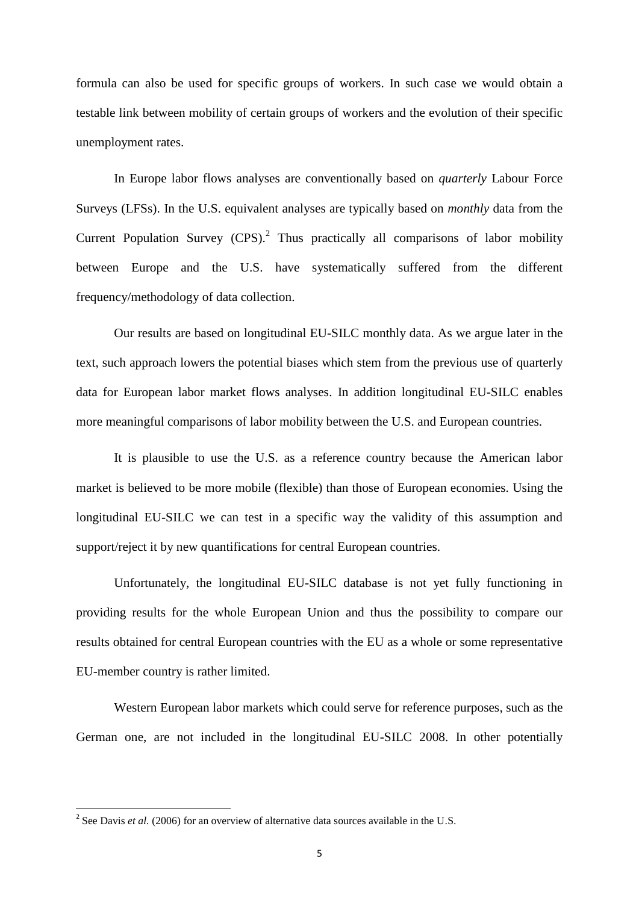formula can also be used for specific groups of workers. In such case we would obtain a testable link between mobility of certain groups of workers and the evolution of their specific unemployment rates.

In Europe labor flows analyses are conventionally based on *quarterly* Labour Force Surveys (LFSs). In the U.S. equivalent analyses are typically based on *monthly* data from the Current Population Survey (CPS).[2] Thus practically all comparisons of labor mobility between Europe and the U.S. have systematically suffered from the different frequency/methodology of data collection.

Our results are based on longitudinal EU-SILC monthly data. As we argue later in the text, such approach lowers the potential biases which stem from the previous use of quarterly data for European labor market flows analyses. In addition longitudinal EU-SILC enables more meaningful comparisons of labor mobility between the U.S. and European countries.

It is plausible to use the U.S. as a reference country because the American labor market is believed to be more mobile (flexible) than those of European economies. Using the longitudinal EU-SILC we can test in a specific way the validity of this assumption and support/reject it by new quantifications for central European countries.

Unfortunately, the longitudinal EU-SILC database is not yet fully functioning in providing results for the whole European Union and thus the possibility to compare our results obtained for central European countries with the EU as a whole or some representative EU-member country is rather limited.

Western European labor markets which could serve for reference purposes, such as the German one, are not included in the longitudinal EU-SILC 2008. In other potentially

[2] See Davis *et al.* (2006) for an overview of alternative data sources available in the U.S.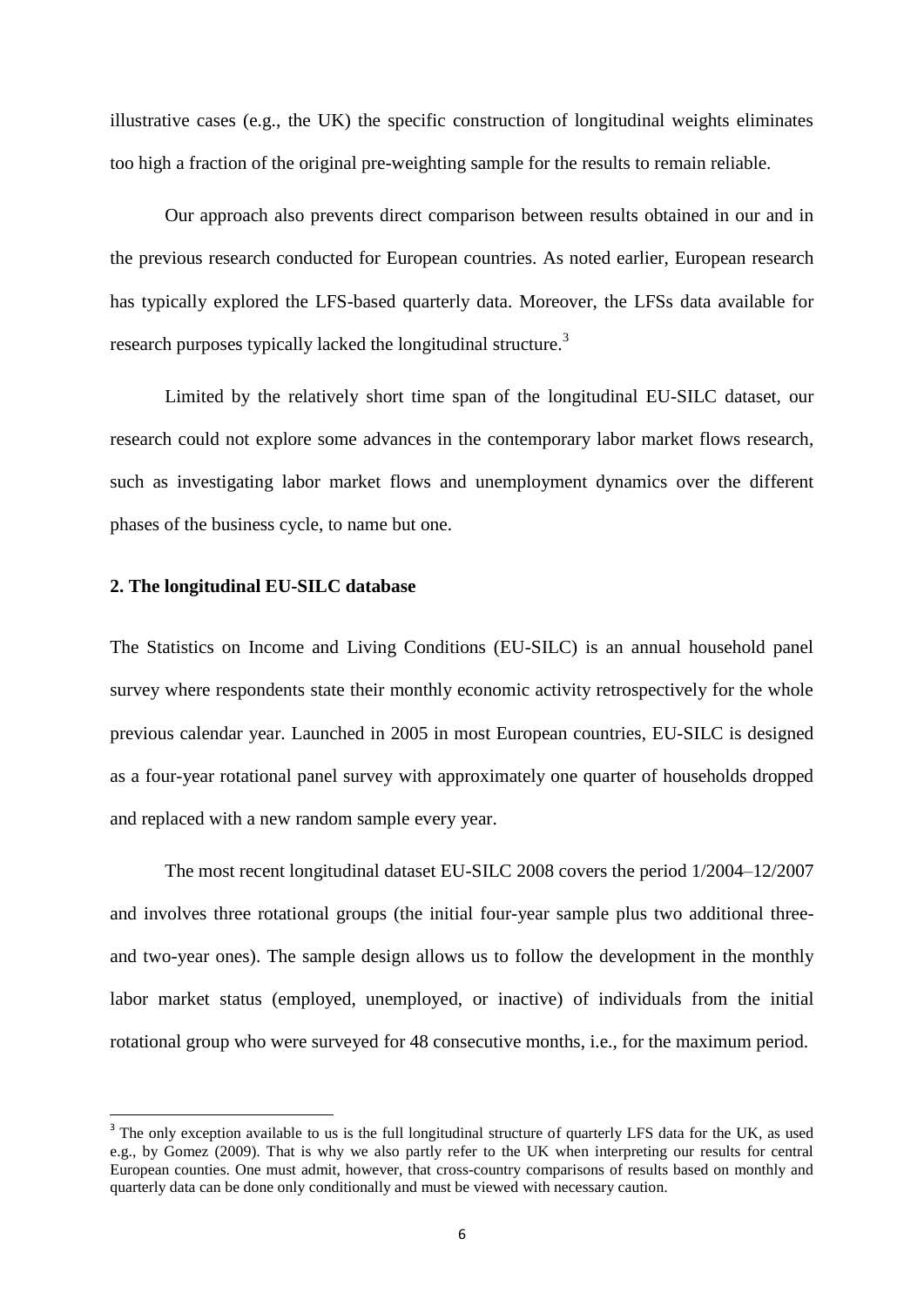illustrative cases (e.g., the UK) the specific construction of longitudinal weights eliminates too high a fraction of the original pre-weighting sample for the results to remain reliable.

Our approach also prevents direct comparison between results obtained in our and in the previous research conducted for European countries. As noted earlier, European research has typically explored the LFS-based quarterly data. Moreover, the LFSs data available for research purposes typically lacked the longitudinal structure.[3]

Limited by the relatively short time span of the longitudinal EU-SILC dataset, our research could not explore some advances in the contemporary labor market flows research, such as investigating labor market flows and unemployment dynamics over the different phases of the business cycle, to name but one.

## 2. The longitudinal EU-SILC database

The Statistics on Income and Living Conditions (EU-SILC) is an annual household panel survey where respondents state their monthly economic activity retrospectively for the whole previous calendar year. Launched in 2005 in most European countries, EU-SILC is designed as a four-year rotational panel survey with approximately one quarter of households dropped and replaced with a new random sample every year.

The most recent longitudinal dataset EU-SILC 2008 covers the period 1/2004–12/2007 and involves three rotational groups (the initial four-year sample plus two additional three- and two-year ones). The sample design allows us to follow the development in the monthly labor market status (employed, unemployed, or inactive) of individuals from the initial rotational group who were surveyed for 48 consecutive months, i.e., for the maximum period.

[3] The only exception available to us is the full longitudinal structure of quarterly LFS data for the UK, as used e.g., by Gomez (2009). That is why we also partly refer to the UK when interpreting our results for central European counties. One must admit, however, that cross-country comparisons of results based on monthly and quarterly data can be done only conditionally and must be viewed with necessary caution.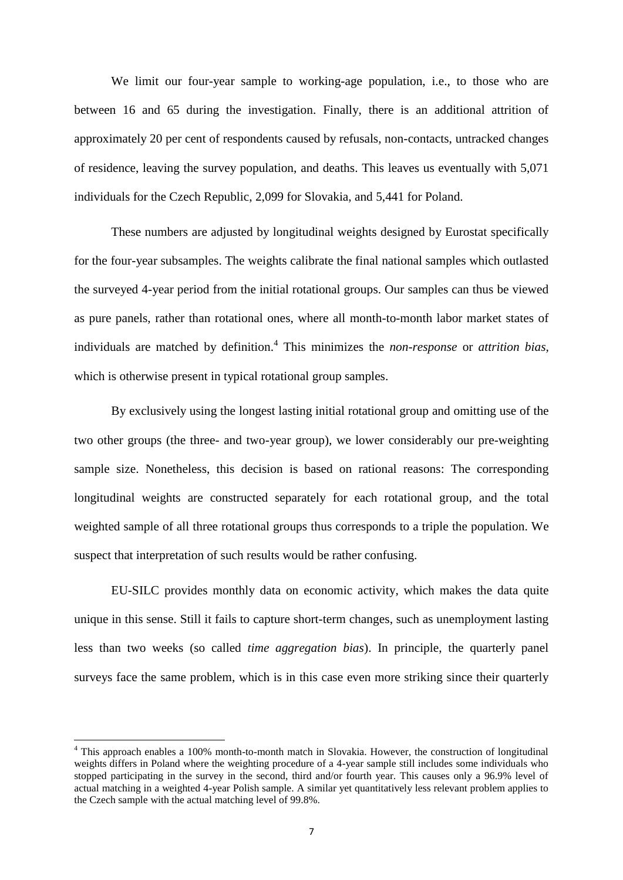We limit our four-year sample to working-age population, i.e., to those who are between 16 and 65 during the investigation. Finally, there is an additional attrition of approximately 20 per cent of respondents caused by refusals, non-contacts, untracked changes of residence, leaving the survey population, and deaths. This leaves us eventually with 5,071 individuals for the Czech Republic, 2,099 for Slovakia, and 5,441 for Poland.

These numbers are adjusted by longitudinal weights designed by Eurostat specifically for the four-year subsamples. The weights calibrate the final national samples which outlasted the surveyed 4-year period from the initial rotational groups. Our samples can thus be viewed as pure panels, rather than rotational ones, where all month-to-month labor market states of individuals are matched by definition.[4] This minimizes the *non-response* or *attrition bias*, which is otherwise present in typical rotational group samples.

By exclusively using the longest lasting initial rotational group and omitting use of the two other groups (the three- and two-year group), we lower considerably our pre-weighting sample size. Nonetheless, this decision is based on rational reasons: The corresponding longitudinal weights are constructed separately for each rotational group, and the total weighted sample of all three rotational groups thus corresponds to a triple the population. We suspect that interpretation of such results would be rather confusing.

EU-SILC provides monthly data on economic activity, which makes the data quite unique in this sense. Still it fails to capture short-term changes, such as unemployment lasting less than two weeks (so called *time aggregation bias*). In principle, the quarterly panel surveys face the same problem, which is in this case even more striking since their quarterly

[4] This approach enables a 100% month-to-month match in Slovakia. However, the construction of longitudinal weights differs in Poland where the weighting procedure of a 4-year sample still includes some individuals who stopped participating in the survey in the second, third and/or fourth year. This causes only a 96.9% level of actual matching in a weighted 4-year Polish sample. A similar yet quantitatively less relevant problem applies to the Czech sample with the actual matching level of 99.8%.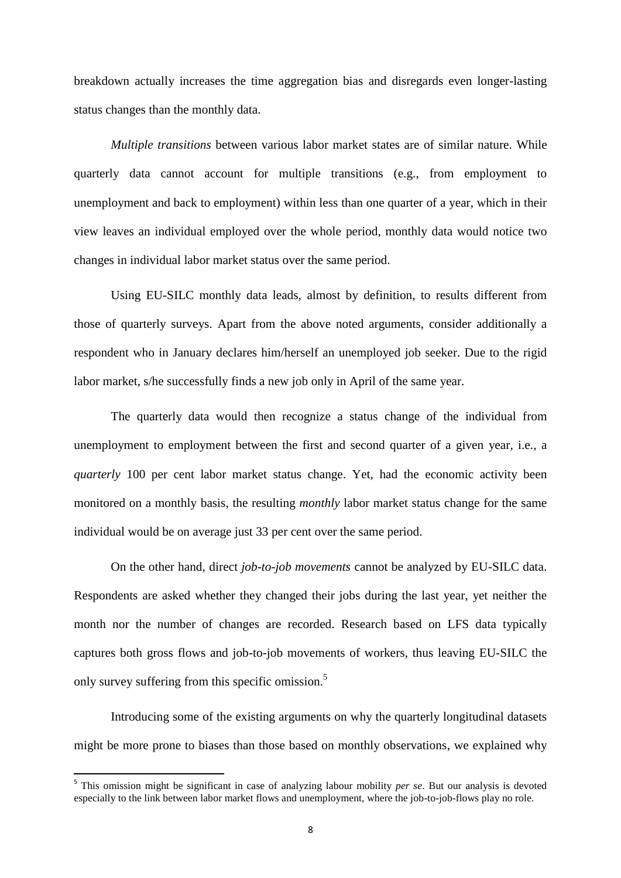breakdown actually increases the time aggregation bias and disregards even longer-lasting status changes than the monthly data.

*Multiple transitions* between various labor market states are of similar nature. While quarterly data cannot account for multiple transitions (e.g., from employment to unemployment and back to employment) within less than one quarter of a year, which in their view leaves an individual employed over the whole period, monthly data would notice two changes in individual labor market status over the same period.

Using EU-SILC monthly data leads, almost by definition, to results different from those of quarterly surveys. Apart from the above noted arguments, consider additionally a respondent who in January declares him/herself an unemployed job seeker. Due to the rigid labor market, s/he successfully finds a new job only in April of the same year.

The quarterly data would then recognize a status change of the individual from unemployment to employment between the first and second quarter of a given year, i.e., a *quarterly* 100 per cent labor market status change. Yet, had the economic activity been monitored on a monthly basis, the resulting *monthly* labor market status change for the same individual would be on average just 33 per cent over the same period.

On the other hand, direct *job-to-job movements* cannot be analyzed by EU-SILC data. Respondents are asked whether they changed their jobs during the last year, yet neither the month nor the number of changes are recorded. Research based on LFS data typically captures both gross flows and job-to-job movements of workers, thus leaving EU-SILC the only survey suffering from this specific omission.[5]

Introducing some of the existing arguments on why the quarterly longitudinal datasets might be more prone to biases than those based on monthly observations, we explained why

[5] This omission might be significant in case of analyzing labour mobility *per se*. But our analysis is devoted especially to the link between labor market flows and unemployment, where the job-to-job-flows play no role.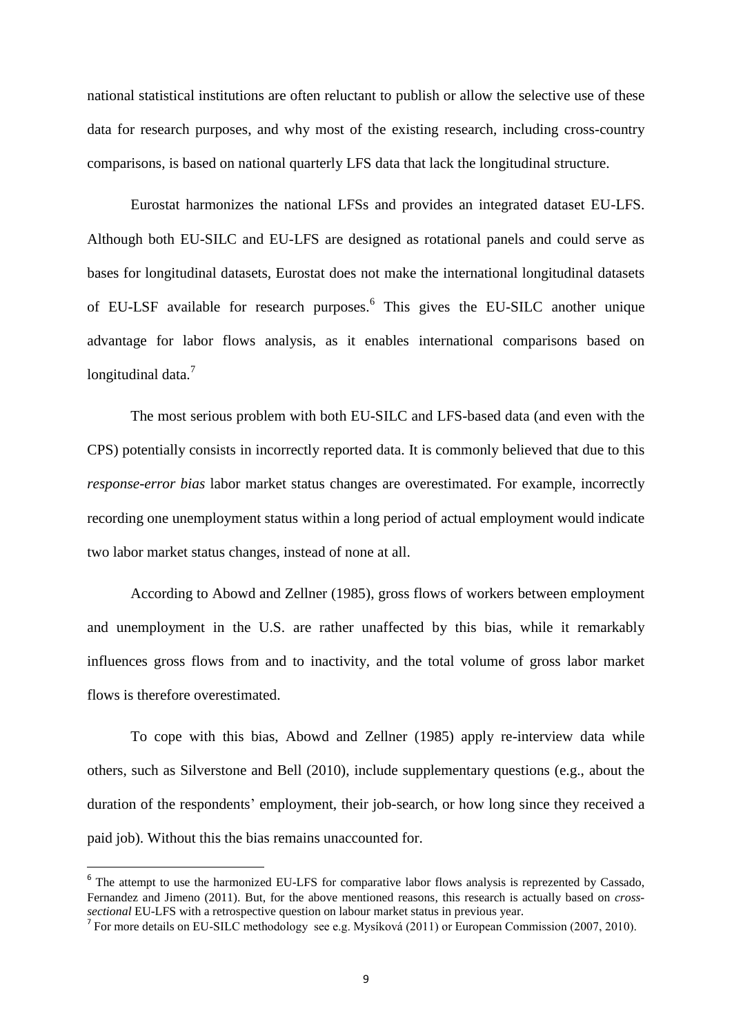national statistical institutions are often reluctant to publish or allow the selective use of these data for research purposes, and why most of the existing research, including cross-country comparisons, is based on national quarterly LFS data that lack the longitudinal structure.

Eurostat harmonizes the national LFSs and provides an integrated dataset EU-LFS. Although both EU-SILC and EU-LFS are designed as rotational panels and could serve as bases for longitudinal datasets, Eurostat does not make the international longitudinal datasets of EU-LSF available for research purposes.[6] This gives the EU-SILC another unique advantage for labor flows analysis, as it enables international comparisons based on longitudinal data.[7]

The most serious problem with both EU-SILC and LFS-based data (and even with the CPS) potentially consists in incorrectly reported data. It is commonly believed that due to this *response-error bias* labor market status changes are overestimated. For example, incorrectly recording one unemployment status within a long period of actual employment would indicate two labor market status changes, instead of none at all.

According to Abowd and Zellner (1985), gross flows of workers between employment and unemployment in the U.S. are rather unaffected by this bias, while it remarkably influences gross flows from and to inactivity, and the total volume of gross labor market flows is therefore overestimated.

To cope with this bias, Abowd and Zellner (1985) apply re-interview data while others, such as Silverstone and Bell (2010), include supplementary questions (e.g., about the duration of the respondents' employment, their job-search, or how long since they received a paid job). Without this the bias remains unaccounted for.

---

[6] The attempt to use the harmonized EU-LFS for comparative labor flows analysis is reprezented by Cassado, Fernandez and Jimeno (2011). But, for the above mentioned reasons, this research is actually based on *cross-sectional* EU-LFS with a retrospective question on labour market status in previous year.

[7] For more details on EU-SILC methodology see e.g. Mysíková (2011) or European Commission (2007, 2010).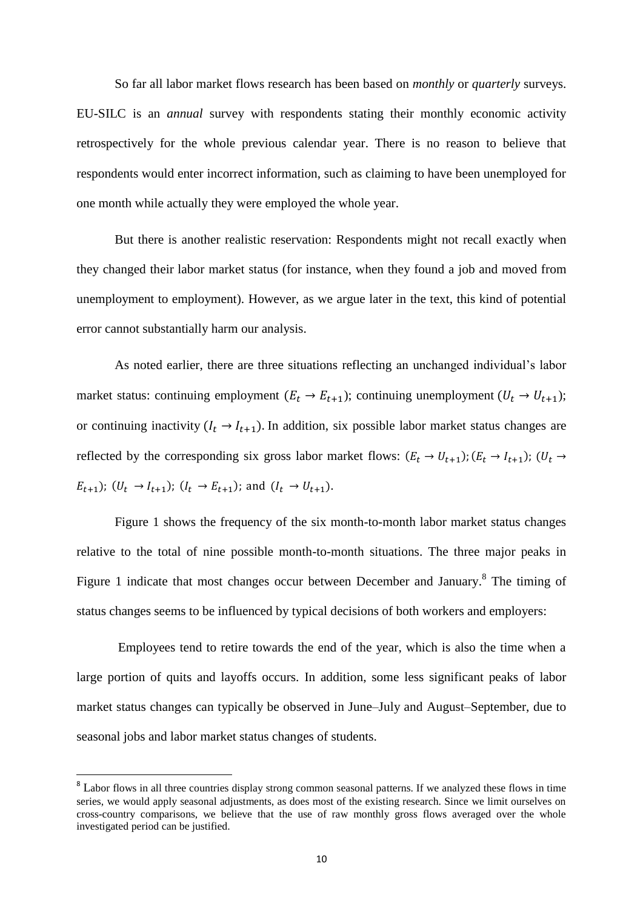So far all labor market flows research has been based on *monthly* or *quarterly* surveys. EU-SILC is an *annual* survey with respondents stating their monthly economic activity retrospectively for the whole previous calendar year. There is no reason to believe that respondents would enter incorrect information, such as claiming to have been unemployed for one month while actually they were employed the whole year.

But there is another realistic reservation: Respondents might not recall exactly when they changed their labor market status (for instance, when they found a job and moved from unemployment to employment). However, as we argue later in the text, this kind of potential error cannot substantially harm our analysis.

As noted earlier, there are three situations reflecting an unchanged individual's labor market status: continuing employment ($E_t \rightarrow E_{t+1}$); continuing unemployment ($U_t \rightarrow U_{t+1}$); or continuing inactivity ($I_t \rightarrow I_{t+1}$). In addition, six possible labor market status changes are reflected by the corresponding six gross labor market flows: ($E_t \rightarrow U_{t+1}$); ($E_t \rightarrow I_{t+1}$); ($U_t \rightarrow E_{t+1}$); ($U_t \rightarrow I_{t+1}$); ($I_t \rightarrow E_{t+1}$); and ($I_t \rightarrow U_{t+1}$).

Figure 1 shows the frequency of the six month-to-month labor market status changes relative to the total of nine possible month-to-month situations. The three major peaks in Figure 1 indicate that most changes occur between December and January.[8] The timing of status changes seems to be influenced by typical decisions of both workers and employers:

Employees tend to retire towards the end of the year, which is also the time when a large portion of quits and layoffs occurs. In addition, some less significant peaks of labor market status changes can typically be observed in June–July and August–September, due to seasonal jobs and labor market status changes of students.

[8] Labor flows in all three countries display strong common seasonal patterns. If we analyzed these flows in time series, we would apply seasonal adjustments, as does most of the existing research. Since we limit ourselves on cross-country comparisons, we believe that the use of raw monthly gross flows averaged over the whole investigated period can be justified.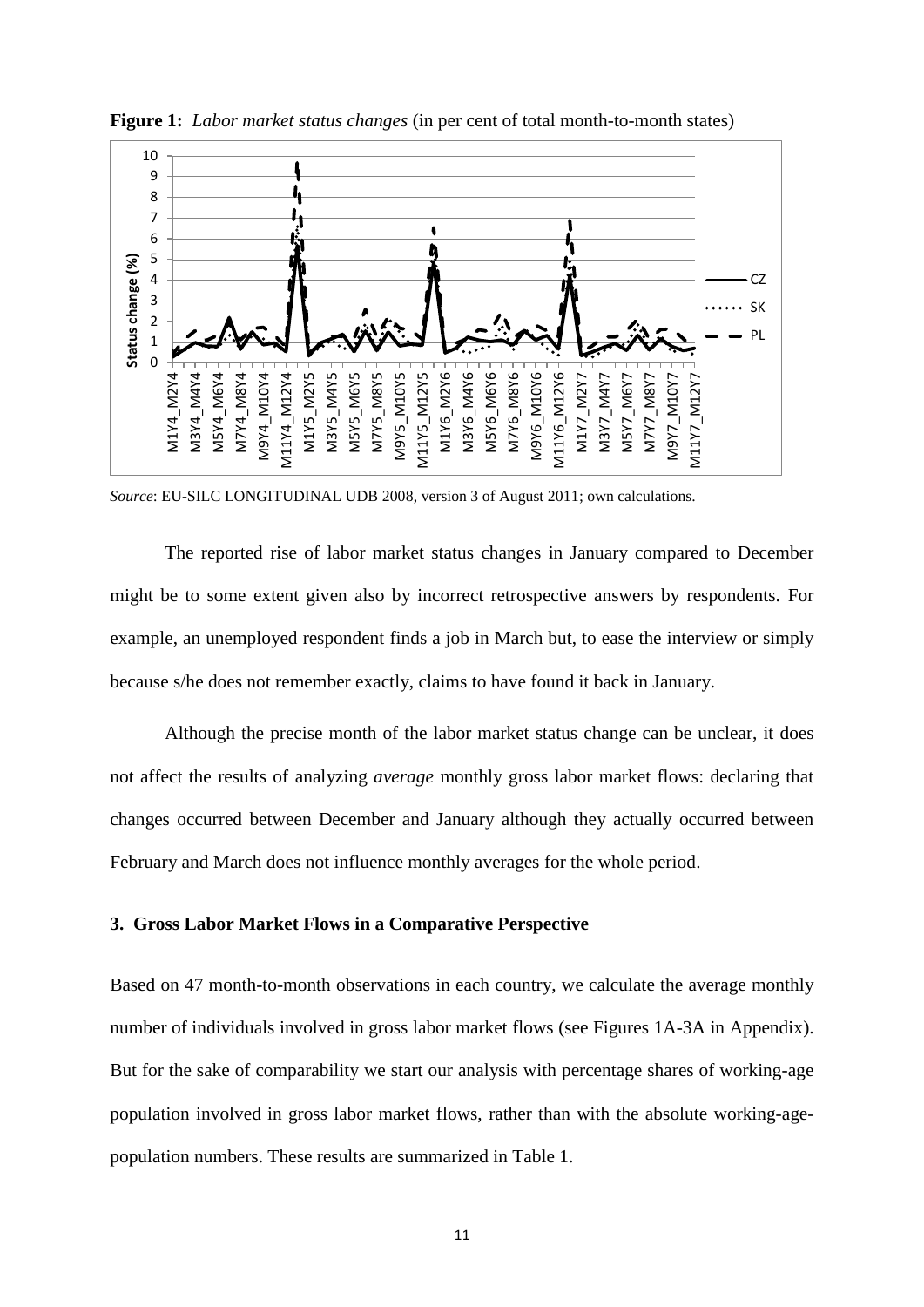**Figure 1:** *Labor market status changes* (in per cent of total month-to-month states)

*Source*: EU-SILC LONGITUDINAL UDB 2008, version 3 of August 2011; own calculations.

The reported rise of labor market status changes in January compared to December might be to some extent given also by incorrect retrospective answers by respondents. For example, an unemployed respondent finds a job in March but, to ease the interview or simply because s/he does not remember exactly, claims to have found it back in January.

Although the precise month of the labor market status change can be unclear, it does not affect the results of analyzing *average* monthly gross labor market flows: declaring that changes occurred between December and January although they actually occurred between February and March does not influence monthly averages for the whole period.

### 3. Gross Labor Market Flows in a Comparative Perspective

Based on 47 month-to-month observations in each country, we calculate the average monthly number of individuals involved in gross labor market flows (see Figures 1A-3A in Appendix). But for the sake of comparability we start our analysis with percentage shares of working-age population involved in gross labor market flows, rather than with the absolute working-age-population numbers. These results are summarized in Table 1.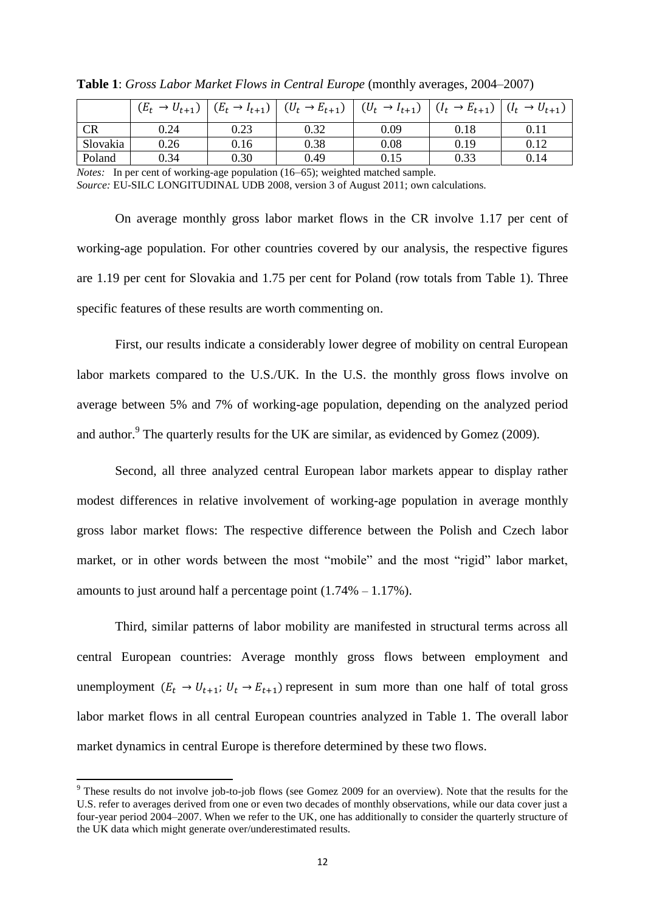**Table 1**: *Gross Labor Market Flows in Central Europe* (monthly averages, 2004–2007)

| | $(E_t \rightarrow U_{t+1})$ | $(E_t \rightarrow I_{t+1})$ | $(U_t \rightarrow E_{t+1})$ | $(U_t \rightarrow I_{t+1})$ | $(I_t \rightarrow E_{t+1})$ | $(I_t \rightarrow U_{t+1})$ |
|---|---|---|---|---|---|---|
| CR | 0.24 | 0.23 | 0.32 | 0.09 | 0.18 | 0.11 |
| Slovakia | 0.26 | 0.16 | 0.38 | 0.08 | 0.19 | 0.12 |
| Poland | 0.34 | 0.30 | 0.49 | 0.15 | 0.33 | 0.14 |

*Notes:* In per cent of working-age population (16–65); weighted matched sample.
*Source:* EU-SILC LONGITUDINAL UDB 2008, version 3 of August 2011; own calculations.

On average monthly gross labor market flows in the CR involve 1.17 per cent of working-age population. For other countries covered by our analysis, the respective figures are 1.19 per cent for Slovakia and 1.75 per cent for Poland (row totals from Table 1). Three specific features of these results are worth commenting on.

First, our results indicate a considerably lower degree of mobility on central European labor markets compared to the U.S./UK. In the U.S. the monthly gross flows involve on average between 5% and 7% of working-age population, depending on the analyzed period and author.[9] The quarterly results for the UK are similar, as evidenced by Gomez (2009).

Second, all three analyzed central European labor markets appear to display rather modest differences in relative involvement of working-age population in average monthly gross labor market flows: The respective difference between the Polish and Czech labor market, or in other words between the most "mobile" and the most "rigid" labor market, amounts to just around half a percentage point (1.74% – 1.17%).

Third, similar patterns of labor mobility are manifested in structural terms across all central European countries: Average monthly gross flows between employment and unemployment ($E_t \rightarrow U_{t+1}$; $U_t \rightarrow E_{t+1}$) represent in sum more than one half of total gross labor market flows in all central European countries analyzed in Table 1. The overall labor market dynamics in central Europe is therefore determined by these two flows.

[9] These results do not involve job-to-job flows (see Gomez 2009 for an overview). Note that the results for the U.S. refer to averages derived from one or even two decades of monthly observations, while our data cover just a four-year period 2004–2007. When we refer to the UK, one has additionally to consider the quarterly structure of the UK data which might generate over/underestimated results.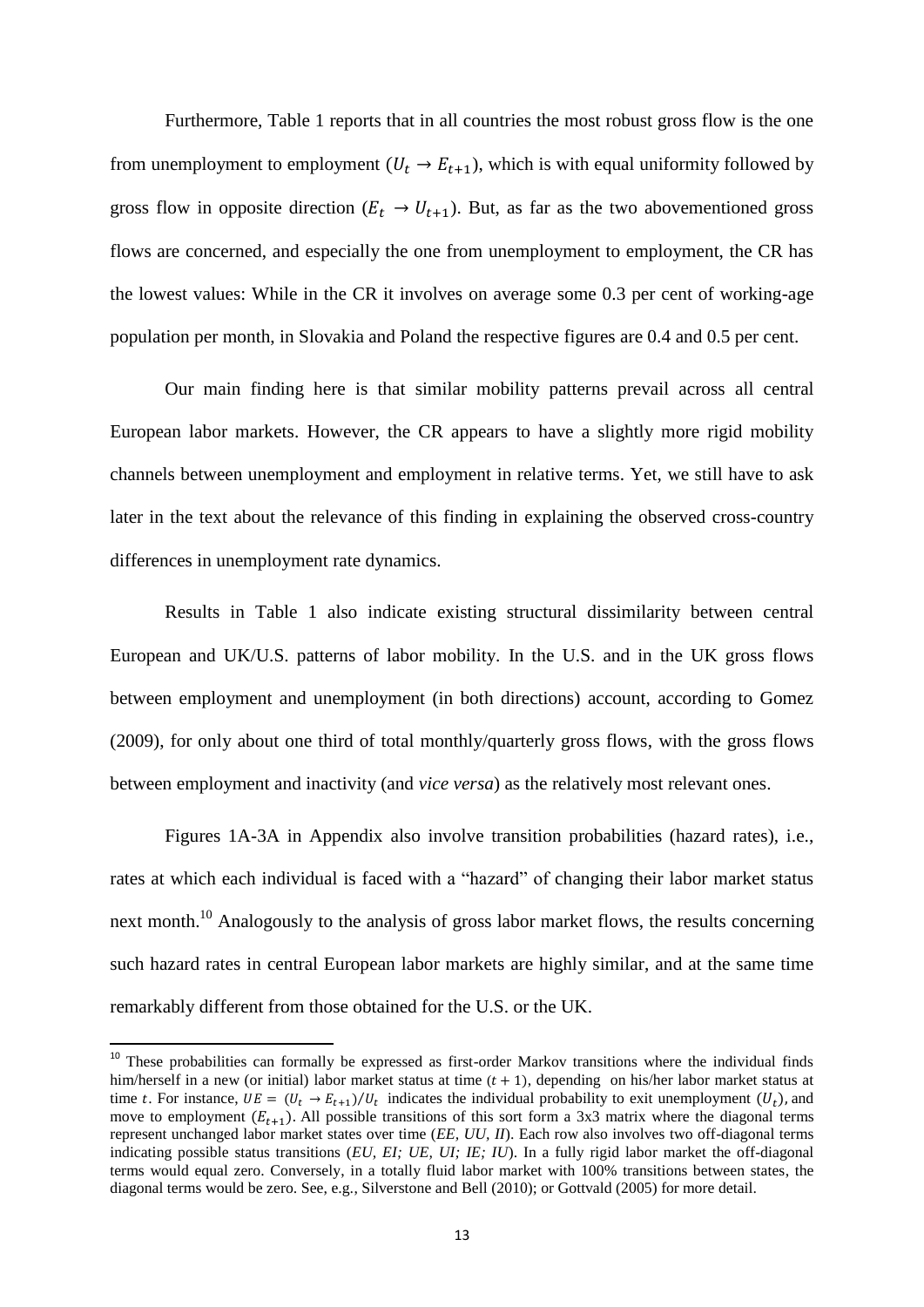Furthermore, Table 1 reports that in all countries the most robust gross flow is the one from unemployment to employment ($U_t \rightarrow E_{t+1}$), which is with equal uniformity followed by gross flow in opposite direction ($E_t \rightarrow U_{t+1}$). But, as far as the two abovementioned gross flows are concerned, and especially the one from unemployment to employment, the CR has the lowest values: While in the CR it involves on average some 0.3 per cent of working-age population per month, in Slovakia and Poland the respective figures are 0.4 and 0.5 per cent.

Our main finding here is that similar mobility patterns prevail across all central European labor markets. However, the CR appears to have a slightly more rigid mobility channels between unemployment and employment in relative terms. Yet, we still have to ask later in the text about the relevance of this finding in explaining the observed cross-country differences in unemployment rate dynamics.

Results in Table 1 also indicate existing structural dissimilarity between central European and UK/U.S. patterns of labor mobility. In the U.S. and in the UK gross flows between employment and unemployment (in both directions) account, according to Gomez (2009), for only about one third of total monthly/quarterly gross flows, with the gross flows between employment and inactivity (and *vice versa*) as the relatively most relevant ones.

Figures 1A-3A in Appendix also involve transition probabilities (hazard rates), i.e., rates at which each individual is faced with a "hazard" of changing their labor market status next month.[10] Analogously to the analysis of gross labor market flows, the results concerning such hazard rates in central European labor markets are highly similar, and at the same time remarkably different from those obtained for the U.S. or the UK.

[10] These probabilities can formally be expressed as first-order Markov transitions where the individual finds him/herself in a new (or initial) labor market status at time $(t+1)$, depending on his/her labor market status at time $t$. For instance, $UE = (U_t \rightarrow E_{t+1})/U_t$ indicates the individual probability to exit unemployment ($U_t$), and move to employment ($E_{t+1}$). All possible transitions of this sort form a 3x3 matrix where the diagonal terms represent unchanged labor market states over time (*EE, UU, II*). Each row also involves two off-diagonal terms indicating possible status transitions (*EU, EI; UE, UI; IE; IU*). In a fully rigid labor market the off-diagonal terms would equal zero. Conversely, in a totally fluid labor market with 100% transitions between states, the diagonal terms would be zero. See, e.g., Silverstone and Bell (2010); or Gottvald (2005) for more detail.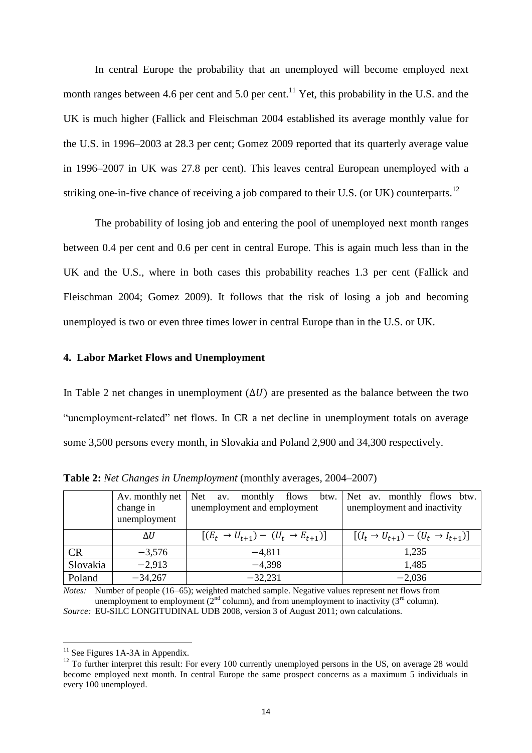In central Europe the probability that an unemployed will become employed next month ranges between 4.6 per cent and 5.0 per cent.[11] Yet, this probability in the U.S. and the UK is much higher (Fallick and Fleischman 2004 established its average monthly value for the U.S. in 1996–2003 at 28.3 per cent; Gomez 2009 reported that its quarterly average value in 1996–2007 in UK was 27.8 per cent). This leaves central European unemployed with a striking one-in-five chance of receiving a job compared to their U.S. (or UK) counterparts.[12]

The probability of losing job and entering the pool of unemployed next month ranges between 0.4 per cent and 0.6 per cent in central Europe. This is again much less than in the UK and the U.S., where in both cases this probability reaches 1.3 per cent (Fallick and Fleischman 2004; Gomez 2009). It follows that the risk of losing a job and becoming unemployed is two or even three times lower in central Europe than in the U.S. or UK.

## 4. Labor Market Flows and Unemployment

In Table 2 net changes in unemployment ($\Delta U$) are presented as the balance between the two "unemployment-related" net flows. In CR a net decline in unemployment totals on average some 3,500 persons every month, in Slovakia and Poland 2,900 and 34,300 respectively.

**Table 2:** *Net Changes in Unemployment* (monthly averages, 2004–2007)

| | Av. monthly net change in unemployment | Net av. monthly flows btw. unemployment and employment | Net av. monthly flows btw. unemployment and inactivity |
|---|---|---|---|
| | $\Delta U$ | $[(E_t \rightarrow U_{t+1}) - (U_t \rightarrow E_{t+1})]$ | $[(I_t \rightarrow U_{t+1}) - (U_t \rightarrow I_{t+1})]$ |
| CR | −3,576 | −4,811 | 1,235 |
| Slovakia | −2,913 | −4,398 | 1,485 |
| Poland | −34,267 | −32,231 | −2,036 |

*Notes:* Number of people (16–65); weighted matched sample. Negative values represent net flows from unemployment to employment (2nd column), and from unemployment to inactivity (3rd column).
*Source:* EU-SILC LONGITUDINAL UDB 2008, version 3 of August 2011; own calculations.

[11] See Figures 1A-3A in Appendix.

[12] To further interpret this result: For every 100 currently unemployed persons in the US, on average 28 would become employed next month. In central Europe the same prospect concerns as a maximum 5 individuals in every 100 unemployed.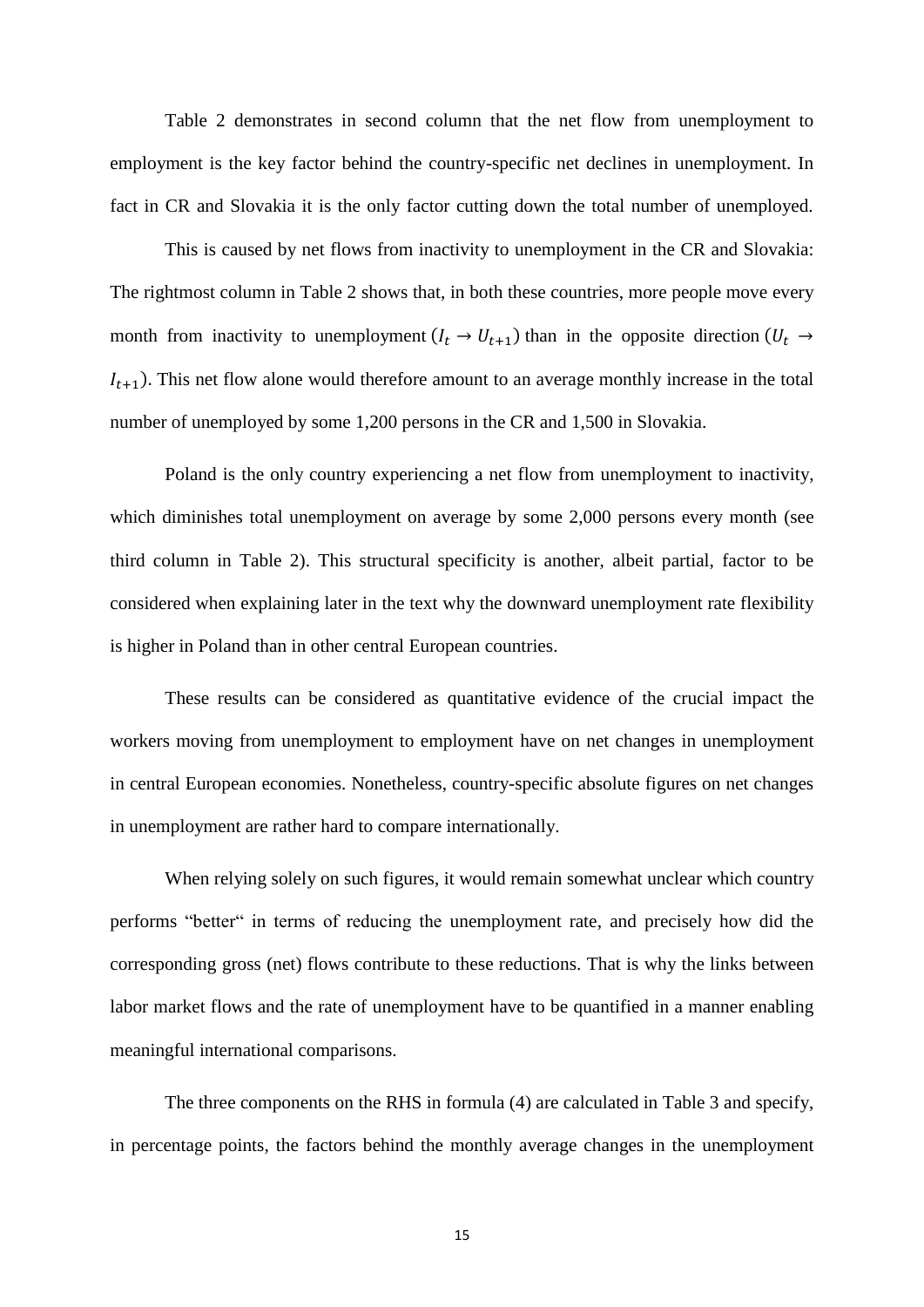Table 2 demonstrates in second column that the net flow from unemployment to employment is the key factor behind the country-specific net declines in unemployment. In fact in CR and Slovakia it is the only factor cutting down the total number of unemployed.

This is caused by net flows from inactivity to unemployment in the CR and Slovakia: The rightmost column in Table 2 shows that, in both these countries, more people move every month from inactivity to unemployment ($I_t \rightarrow U_{t+1}$) than in the opposite direction ($U_t \rightarrow I_{t+1}$). This net flow alone would therefore amount to an average monthly increase in the total number of unemployed by some 1,200 persons in the CR and 1,500 in Slovakia.

Poland is the only country experiencing a net flow from unemployment to inactivity, which diminishes total unemployment on average by some 2,000 persons every month (see third column in Table 2). This structural specificity is another, albeit partial, factor to be considered when explaining later in the text why the downward unemployment rate flexibility is higher in Poland than in other central European countries.

These results can be considered as quantitative evidence of the crucial impact the workers moving from unemployment to employment have on net changes in unemployment in central European economies. Nonetheless, country-specific absolute figures on net changes in unemployment are rather hard to compare internationally.

When relying solely on such figures, it would remain somewhat unclear which country performs "better" in terms of reducing the unemployment rate, and precisely how did the corresponding gross (net) flows contribute to these reductions. That is why the links between labor market flows and the rate of unemployment have to be quantified in a manner enabling meaningful international comparisons.

The three components on the RHS in formula (4) are calculated in Table 3 and specify, in percentage points, the factors behind the monthly average changes in the unemployment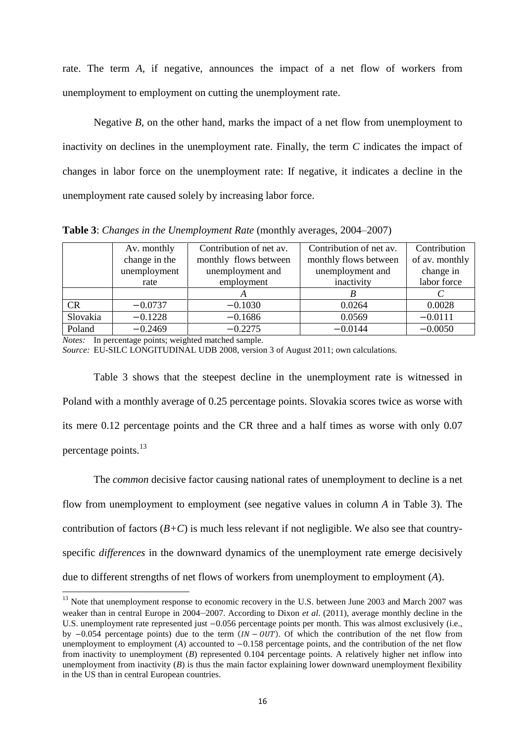rate. The term *A*, if negative, announces the impact of a net flow of workers from unemployment to employment on cutting the unemployment rate.

Negative *B*, on the other hand, marks the impact of a net flow from unemployment to inactivity on declines in the unemployment rate. Finally, the term *C* indicates the impact of changes in labor force on the unemployment rate: If negative, it indicates a decline in the unemployment rate caused solely by increasing labor force.

**Table 3**: *Changes in the Unemployment Rate* (monthly averages, 2004–2007)

| | Av. monthly change in the unemployment rate | Contribution of net av. monthly flows between unemployment and employment | Contribution of net av. monthly flows between unemployment and inactivity | Contribution of av. monthly change in labor force |
|---|---|---|---|---|
| | | *A* | *B* | *C* |
| CR | −0.0737 | −0.1030 | 0.0264 | 0.0028 |
| Slovakia | −0.1228 | −0.1686 | 0.0569 | −0.0111 |
| Poland | −0.2469 | −0.2275 | −0.0144 | −0.0050 |

*Notes:* In percentage points; weighted matched sample.
*Source:* EU-SILC LONGITUDINAL UDB 2008, version 3 of August 2011; own calculations.

Table 3 shows that the steepest decline in the unemployment rate is witnessed in Poland with a monthly average of 0.25 percentage points. Slovakia scores twice as worse with its mere 0.12 percentage points and the CR three and a half times as worse with only 0.07 percentage points.[13]

The *common* decisive factor causing national rates of unemployment to decline is a net flow from unemployment to employment (see negative values in column *A* in Table 3). The contribution of factors (*B+C*) is much less relevant if not negligible. We also see that country-specific *differences* in the downward dynamics of the unemployment rate emerge decisively due to different strengths of net flows of workers from unemployment to employment (*A*).

[13] Note that unemployment response to economic recovery in the U.S. between June 2003 and March 2007 was weaker than in central Europe in 2004−2007. According to Dixon *et al.* (2011), average monthly decline in the U.S. unemployment rate represented just −0.056 percentage points per month. This was almost exclusively (i.e., by −0.054 percentage points) due to the term $(IN - OUT)$. Of which the contribution of the net flow from unemployment to employment (*A*) accounted to −0.158 percentage points, and the contribution of the net flow from inactivity to unemployment (*B*) represented 0.104 percentage points. A relatively higher net inflow into unemployment from inactivity (*B*) is thus the main factor explaining lower downward unemployment flexibility in the US than in central European countries.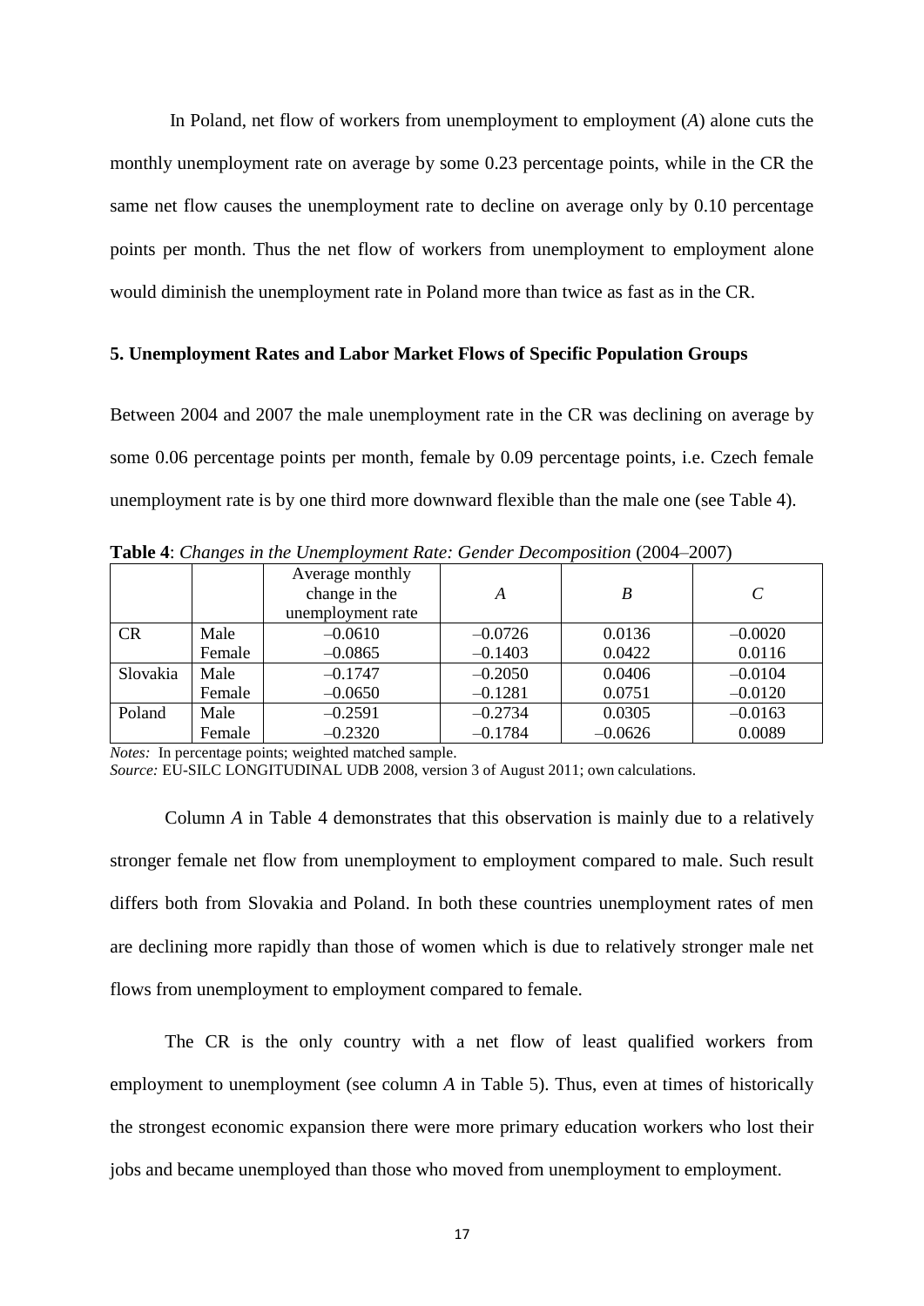In Poland, net flow of workers from unemployment to employment (*A*) alone cuts the monthly unemployment rate on average by some 0.23 percentage points, while in the CR the same net flow causes the unemployment rate to decline on average only by 0.10 percentage points per month. Thus the net flow of workers from unemployment to employment alone would diminish the unemployment rate in Poland more than twice as fast as in the CR.

## 5. Unemployment Rates and Labor Market Flows of Specific Population Groups

Between 2004 and 2007 the male unemployment rate in the CR was declining on average by some 0.06 percentage points per month, female by 0.09 percentage points, i.e. Czech female unemployment rate is by one third more downward flexible than the male one (see Table 4).

**Table 4**: *Changes in the Unemployment Rate: Gender Decomposition* (2004–2007)

| | | Average monthly change in the unemployment rate | *A* | *B* | *C* |
|---|---|---|---|---|---|
| CR | Male | –0.0610 | –0.0726 | 0.0136 | –0.0020 |
| | Female | –0.0865 | –0.1403 | 0.0422 | 0.0116 |
| Slovakia | Male | –0.1747 | –0.2050 | 0.0406 | –0.0104 |
| | Female | –0.0650 | –0.1281 | 0.0751 | –0.0120 |
| Poland | Male | –0.2591 | –0.2734 | 0.0305 | –0.0163 |
| | Female | –0.2320 | –0.1784 | –0.0626 | 0.0089 |

*Notes:* In percentage points; weighted matched sample.
*Source:* EU-SILC LONGITUDINAL UDB 2008, version 3 of August 2011; own calculations.

Column *A* in Table 4 demonstrates that this observation is mainly due to a relatively stronger female net flow from unemployment to employment compared to male. Such result differs both from Slovakia and Poland. In both these countries unemployment rates of men are declining more rapidly than those of women which is due to relatively stronger male net flows from unemployment to employment compared to female.

The CR is the only country with a net flow of least qualified workers from employment to unemployment (see column *A* in Table 5). Thus, even at times of historically the strongest economic expansion there were more primary education workers who lost their jobs and became unemployed than those who moved from unemployment to employment.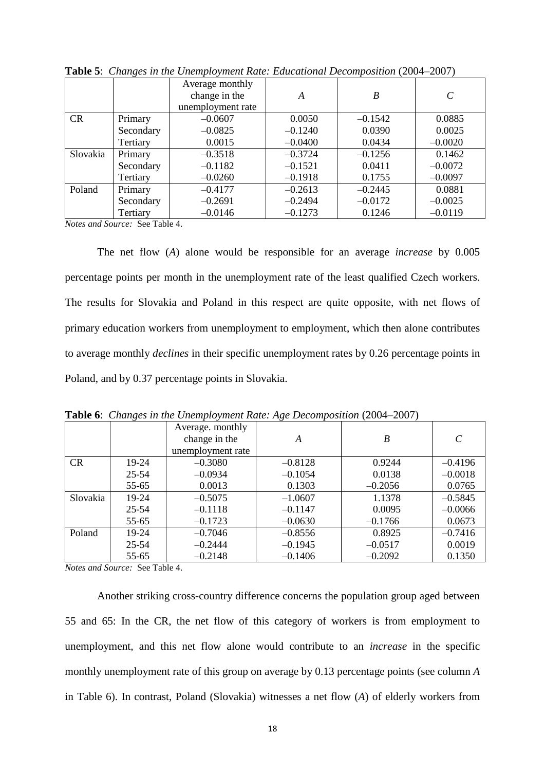**Table 5**: *Changes in the Unemployment Rate: Educational Decomposition* (2004–2007)

| | | Average monthly change in the unemployment rate | *A* | *B* | *C* |
|---|---|---|---|---|---|
| CR | Primary | –0.0607 | 0.0050 | –0.1542 | 0.0885 |
| | Secondary | –0.0825 | –0.1240 | 0.0390 | 0.0025 |
| | Tertiary | 0.0015 | –0.0400 | 0.0434 | –0.0020 |
| Slovakia | Primary | –0.3518 | –0.3724 | –0.1256 | 0.1462 |
| | Secondary | –0.1182 | –0.1521 | 0.0411 | –0.0072 |
| | Tertiary | –0.0260 | –0.1918 | 0.1755 | –0.0097 |
| Poland | Primary | –0.4177 | –0.2613 | –0.2445 | 0.0881 |
| | Secondary | –0.2691 | –0.2494 | –0.0172 | –0.0025 |
| | Tertiary | –0.0146 | –0.1273 | 0.1246 | –0.0119 |

*Notes and Source:* See Table 4.

The net flow (*A*) alone would be responsible for an average *increase* by 0.005 percentage points per month in the unemployment rate of the least qualified Czech workers. The results for Slovakia and Poland in this respect are quite opposite, with net flows of primary education workers from unemployment to employment, which then alone contributes to average monthly *declines* in their specific unemployment rates by 0.26 percentage points in Poland, and by 0.37 percentage points in Slovakia.

**Table 6**: *Changes in the Unemployment Rate: Age Decomposition* (2004–2007)

| | | Average. monthly change in the unemployment rate | *A* | *B* | *C* |
|---|---|---|---|---|---|
| CR | 19-24 | –0.3080 | –0.8128 | 0.9244 | –0.4196 |
| | 25-54 | –0.0934 | –0.1054 | 0.0138 | –0.0018 |
| | 55-65 | 0.0013 | 0.1303 | –0.2056 | 0.0765 |
| Slovakia | 19-24 | –0.5075 | –1.0607 | 1.1378 | –0.5845 |
| | 25-54 | –0.1118 | –0.1147 | 0.0095 | –0.0066 |
| | 55-65 | –0.1723 | –0.0630 | –0.1766 | 0.0673 |
| Poland | 19-24 | –0.7046 | –0.8556 | 0.8925 | –0.7416 |
| | 25-54 | –0.2444 | –0.1945 | –0.0517 | 0.0019 |
| | 55-65 | –0.2148 | –0.1406 | –0.2092 | 0.1350 |

*Notes and Source:* See Table 4.

Another striking cross-country difference concerns the population group aged between 55 and 65: In the CR, the net flow of this category of workers is from employment to unemployment, and this net flow alone would contribute to an *increase* in the specific monthly unemployment rate of this group on average by 0.13 percentage points (see column *A* in Table 6). In contrast, Poland (Slovakia) witnesses a net flow (*A*) of elderly workers from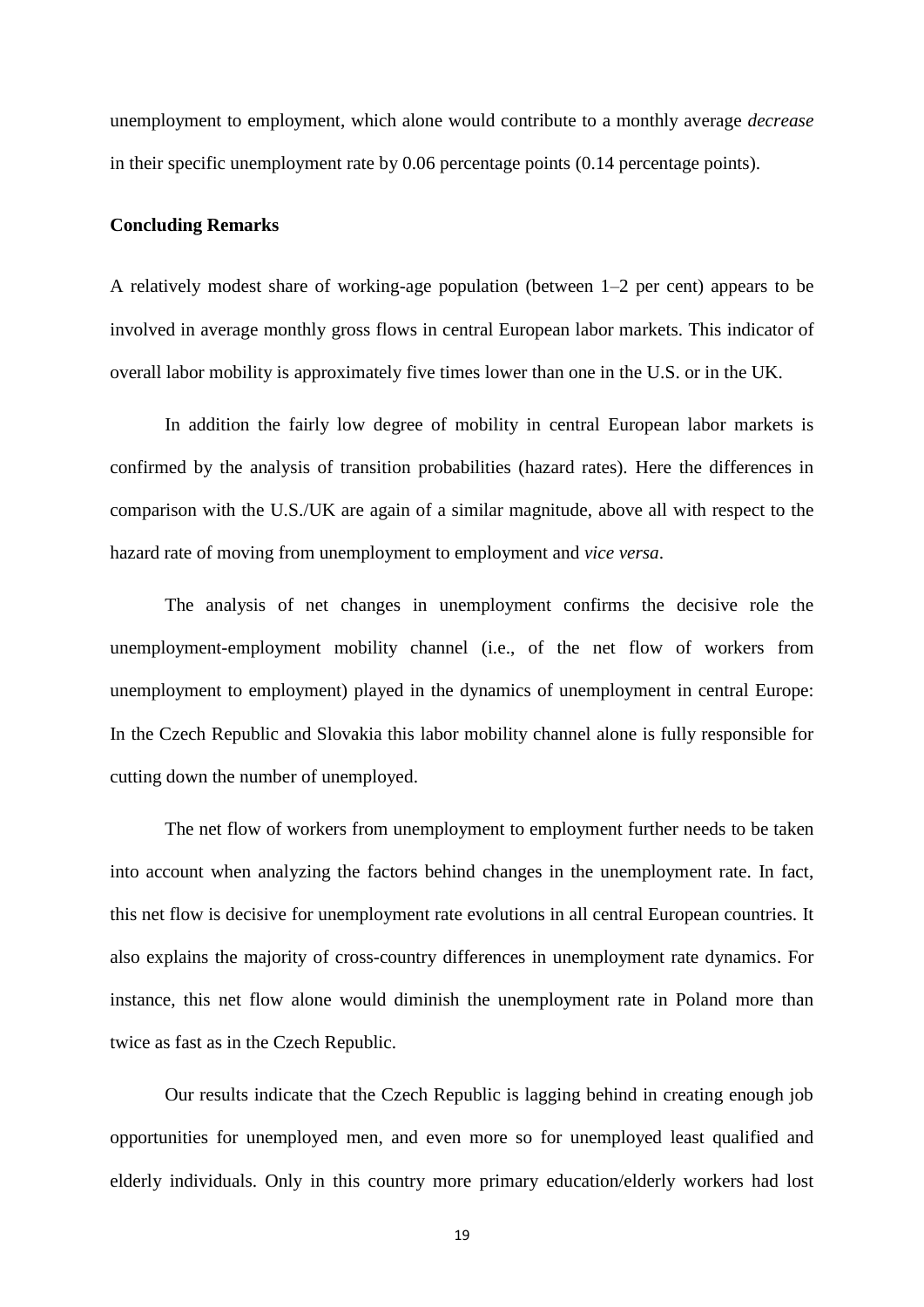unemployment to employment, which alone would contribute to a monthly average *decrease* in their specific unemployment rate by 0.06 percentage points (0.14 percentage points).

**Concluding Remarks**

A relatively modest share of working-age population (between 1–2 per cent) appears to be involved in average monthly gross flows in central European labor markets. This indicator of overall labor mobility is approximately five times lower than one in the U.S. or in the UK.

In addition the fairly low degree of mobility in central European labor markets is confirmed by the analysis of transition probabilities (hazard rates). Here the differences in comparison with the U.S./UK are again of a similar magnitude, above all with respect to the hazard rate of moving from unemployment to employment and *vice versa*.

The analysis of net changes in unemployment confirms the decisive role the unemployment-employment mobility channel (i.e., of the net flow of workers from unemployment to employment) played in the dynamics of unemployment in central Europe: In the Czech Republic and Slovakia this labor mobility channel alone is fully responsible for cutting down the number of unemployed.

The net flow of workers from unemployment to employment further needs to be taken into account when analyzing the factors behind changes in the unemployment rate. In fact, this net flow is decisive for unemployment rate evolutions in all central European countries. It also explains the majority of cross-country differences in unemployment rate dynamics. For instance, this net flow alone would diminish the unemployment rate in Poland more than twice as fast as in the Czech Republic.

Our results indicate that the Czech Republic is lagging behind in creating enough job opportunities for unemployed men, and even more so for unemployed least qualified and elderly individuals. Only in this country more primary education/elderly workers had lost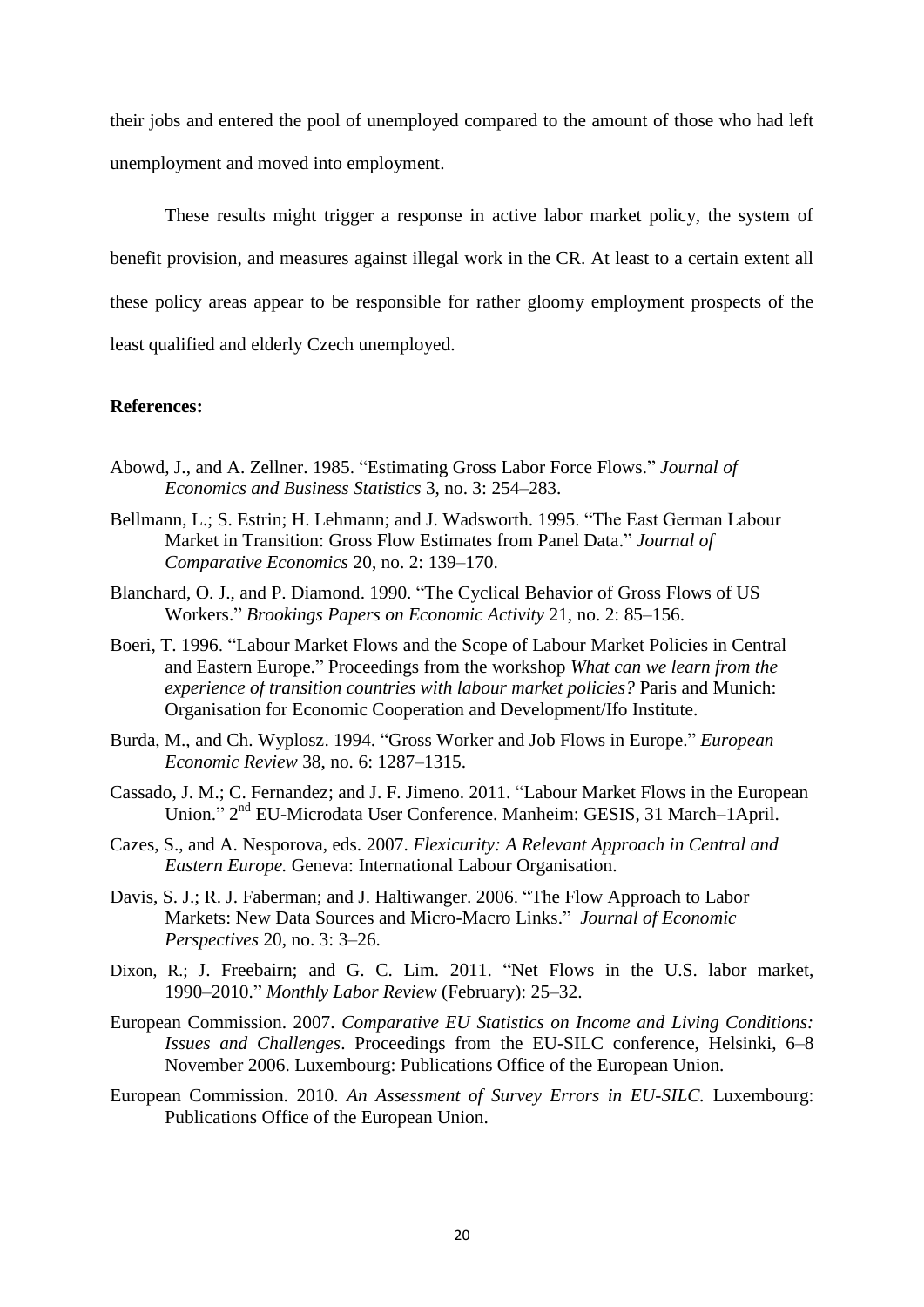their jobs and entered the pool of unemployed compared to the amount of those who had left unemployment and moved into employment.

These results might trigger a response in active labor market policy, the system of benefit provision, and measures against illegal work in the CR. At least to a certain extent all these policy areas appear to be responsible for rather gloomy employment prospects of the least qualified and elderly Czech unemployed.

**References:**

Abowd, J., and A. Zellner. 1985. "Estimating Gross Labor Force Flows." *Journal of Economics and Business Statistics* 3, no. 3: 254–283.

Bellmann, L.; S. Estrin; H. Lehmann; and J. Wadsworth. 1995. "The East German Labour Market in Transition: Gross Flow Estimates from Panel Data." *Journal of Comparative Economics* 20, no. 2: 139–170.

Blanchard, O. J., and P. Diamond. 1990. "The Cyclical Behavior of Gross Flows of US Workers." *Brookings Papers on Economic Activity* 21, no. 2: 85–156.

Boeri, T. 1996. "Labour Market Flows and the Scope of Labour Market Policies in Central and Eastern Europe." Proceedings from the workshop *What can we learn from the experience of transition countries with labour market policies?* Paris and Munich: Organisation for Economic Cooperation and Development/Ifo Institute.

Burda, M., and Ch. Wyplosz. 1994. "Gross Worker and Job Flows in Europe." *European Economic Review* 38, no. 6: 1287–1315.

Cassado, J. M.; C. Fernandez; and J. F. Jimeno. 2011. "Labour Market Flows in the European Union." 2nd EU-Microdata User Conference. Manheim: GESIS, 31 March–1April.

Cazes, S., and A. Nesporova, eds. 2007. *Flexicurity: A Relevant Approach in Central and Eastern Europe.* Geneva: International Labour Organisation.

Davis, S. J.; R. J. Faberman; and J. Haltiwanger. 2006. "The Flow Approach to Labor Markets: New Data Sources and Micro-Macro Links." *Journal of Economic Perspectives* 20, no. 3: 3–26.

Dixon, R.; J. Freebairn; and G. C. Lim. 2011. "Net Flows in the U.S. labor market, 1990–2010." *Monthly Labor Review* (February): 25–32.

European Commission. 2007. *Comparative EU Statistics on Income and Living Conditions: Issues and Challenges*. Proceedings from the EU-SILC conference, Helsinki, 6–8 November 2006. Luxembourg: Publications Office of the European Union.

European Commission. 2010. *An Assessment of Survey Errors in EU-SILC.* Luxembourg: Publications Office of the European Union.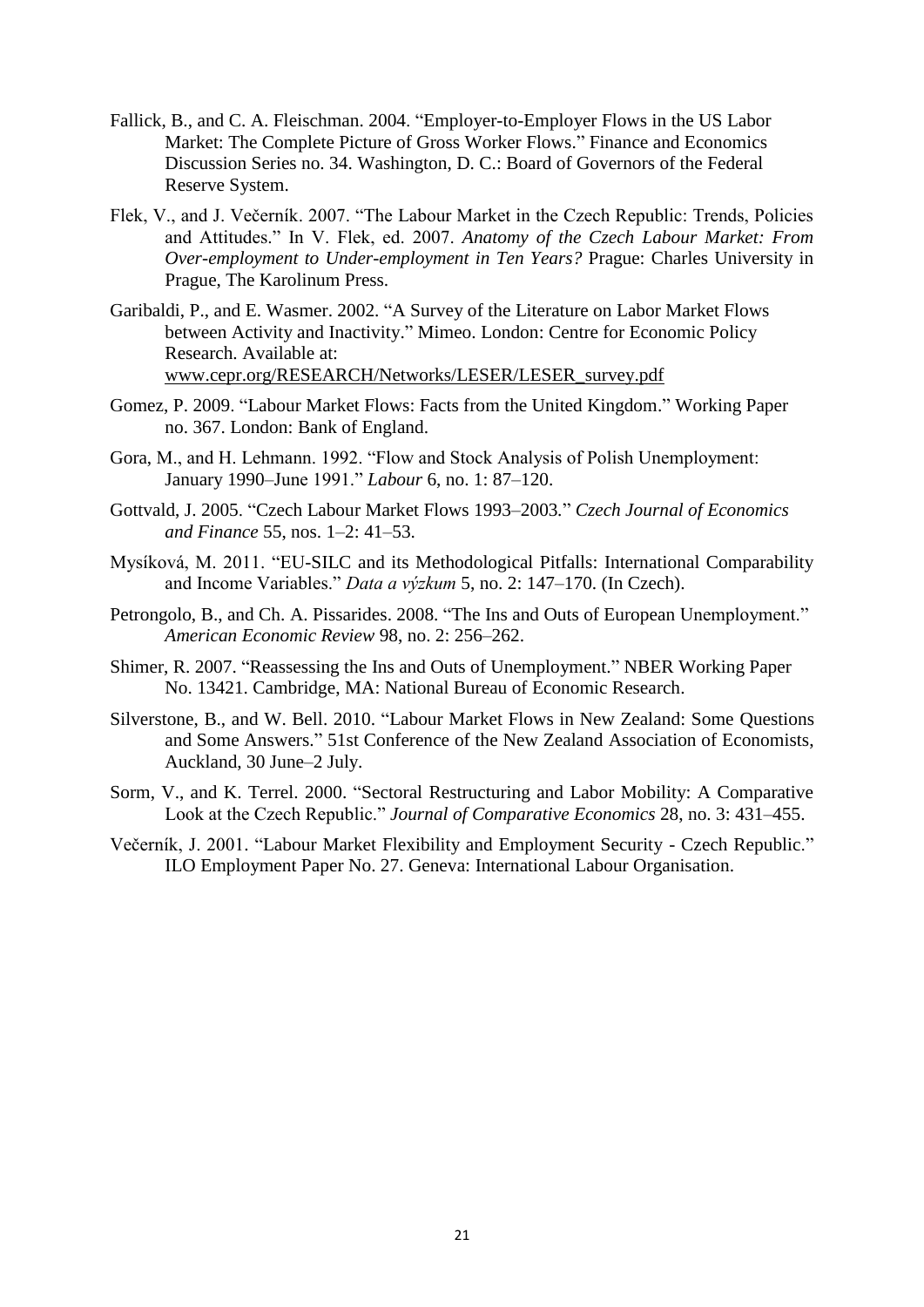Fallick, B., and C. A. Fleischman. 2004. "Employer-to-Employer Flows in the US Labor Market: The Complete Picture of Gross Worker Flows." Finance and Economics Discussion Series no. 34. Washington, D. C.: Board of Governors of the Federal Reserve System.

Flek, V., and J. Večerník. 2007. "The Labour Market in the Czech Republic: Trends, Policies and Attitudes." In V. Flek, ed. 2007. *Anatomy of the Czech Labour Market: From Over-employment to Under-employment in Ten Years?* Prague: Charles University in Prague, The Karolinum Press.

Garibaldi, P., and E. Wasmer. 2002. "A Survey of the Literature on Labor Market Flows between Activity and Inactivity." Mimeo. London: Centre for Economic Policy Research. Available at: www.cepr.org/RESEARCH/Networks/LESER/LESER_survey.pdf

Gomez, P. 2009. "Labour Market Flows: Facts from the United Kingdom." Working Paper no. 367. London: Bank of England.

Gora, M., and H. Lehmann. 1992. "Flow and Stock Analysis of Polish Unemployment: January 1990–June 1991." *Labour* 6, no. 1: 87–120.

Gottvald, J. 2005. "Czech Labour Market Flows 1993–2003." *Czech Journal of Economics and Finance* 55, nos. 1–2: 41–53.

Mysíková, M. 2011. "EU-SILC and its Methodological Pitfalls: International Comparability and Income Variables." *Data a výzkum* 5, no. 2: 147–170. (In Czech).

Petrongolo, B., and Ch. A. Pissarides. 2008. "The Ins and Outs of European Unemployment." *American Economic Review* 98, no. 2: 256–262.

Shimer, R. 2007. "Reassessing the Ins and Outs of Unemployment." NBER Working Paper No. 13421. Cambridge, MA: National Bureau of Economic Research.

Silverstone, B., and W. Bell. 2010. "Labour Market Flows in New Zealand: Some Questions and Some Answers." 51st Conference of the New Zealand Association of Economists, Auckland, 30 June–2 July.

Sorm, V., and K. Terrel. 2000. "Sectoral Restructuring and Labor Mobility: A Comparative Look at the Czech Republic." *Journal of Comparative Economics* 28, no. 3: 431–455.

Večerník, J. 2001. "Labour Market Flexibility and Employment Security - Czech Republic." ILO Employment Paper No. 27. Geneva: International Labour Organisation.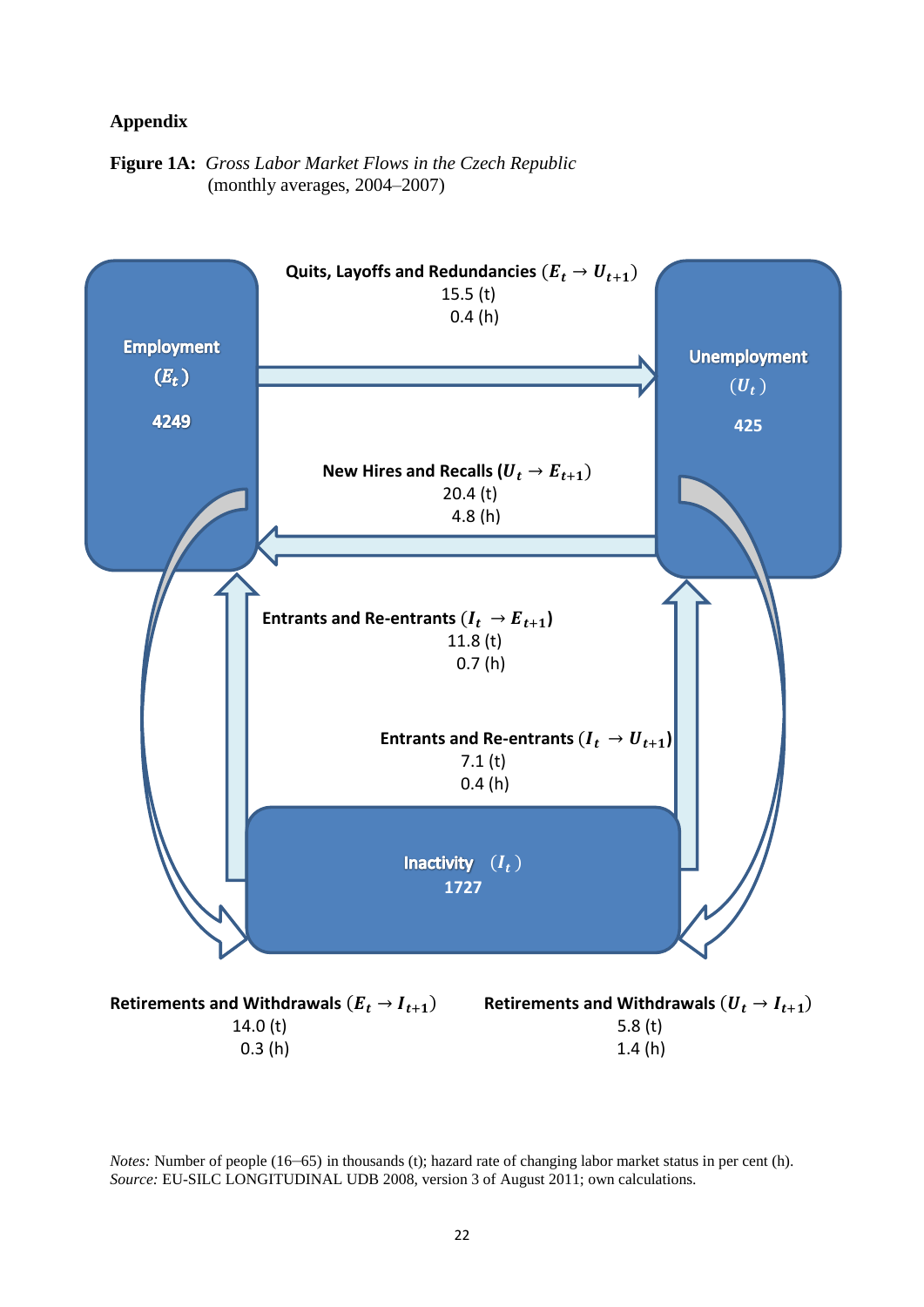## Appendix

**Figure 1A:** *Gross Labor Market Flows in the Czech Republic* (monthly averages, 2004–2007)

**Employment** ($E_t$) **4249**

**Unemployment** ($U_t$) **425**

**Inactivity** ($I_t$) **1727**

**Quits, Layoffs and Redundancies** ($E_t \rightarrow U_{t+1}$)
15.5 (t)
0.4 (h)

**New Hires and Recalls** ($U_t \rightarrow E_{t+1}$)
20.4 (t)
4.8 (h)

**Entrants and Re-entrants** ($I_t \rightarrow E_{t+1}$)
11.8 (t)
0.7 (h)

**Entrants and Re-entrants** ($I_t \rightarrow U_{t+1}$)
7.1 (t)
0.4 (h)

**Retirements and Withdrawals** ($E_t \rightarrow I_{t+1}$)
14.0 (t)
0.3 (h)

**Retirements and Withdrawals** ($U_t \rightarrow I_{t+1}$)
5.8 (t)
1.4 (h)

*Notes:* Number of people (16–65) in thousands (t); hazard rate of changing labor market status in per cent (h).
*Source:* EU-SILC LONGITUDINAL UDB 2008, version 3 of August 2011; own calculations.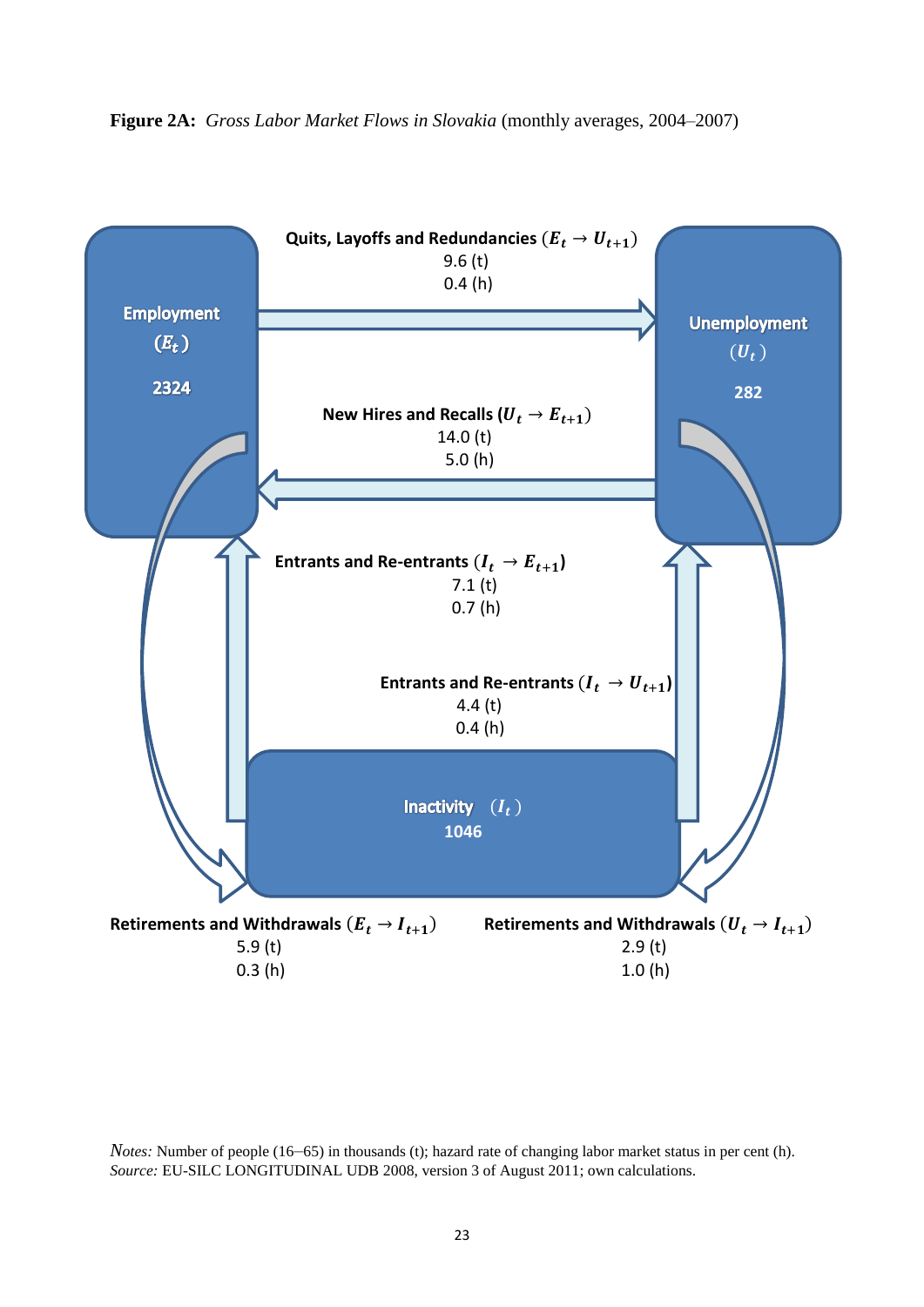**Figure 2A:** *Gross Labor Market Flows in Slovakia* (monthly averages, 2004–2007)

**Employment** ($E_t$)
**2324**

**Unemployment** ($U_t$)
**282**

**Inactivity** ($I_t$)
**1046**

**Quits, Layoffs and Redundancies** ($E_t \rightarrow U_{t+1}$)
9.6 (t)
0.4 (h)

**New Hires and Recalls** ($U_t \rightarrow E_{t+1}$)
14.0 (t)
5.0 (h)

**Entrants and Re-entrants** ($I_t \rightarrow E_{t+1}$)
7.1 (t)
0.7 (h)

**Entrants and Re-entrants** ($I_t \rightarrow U_{t+1}$)
4.4 (t)
0.4 (h)

**Retirements and Withdrawals** ($E_t \rightarrow I_{t+1}$)
5.9 (t)
0.3 (h)

**Retirements and Withdrawals** ($U_t \rightarrow I_{t+1}$)
2.9 (t)
1.0 (h)

*Notes:* Number of people (16–65) in thousands (t); hazard rate of changing labor market status in per cent (h).
*Source:* EU-SILC LONGITUDINAL UDB 2008, version 3 of August 2011; own calculations.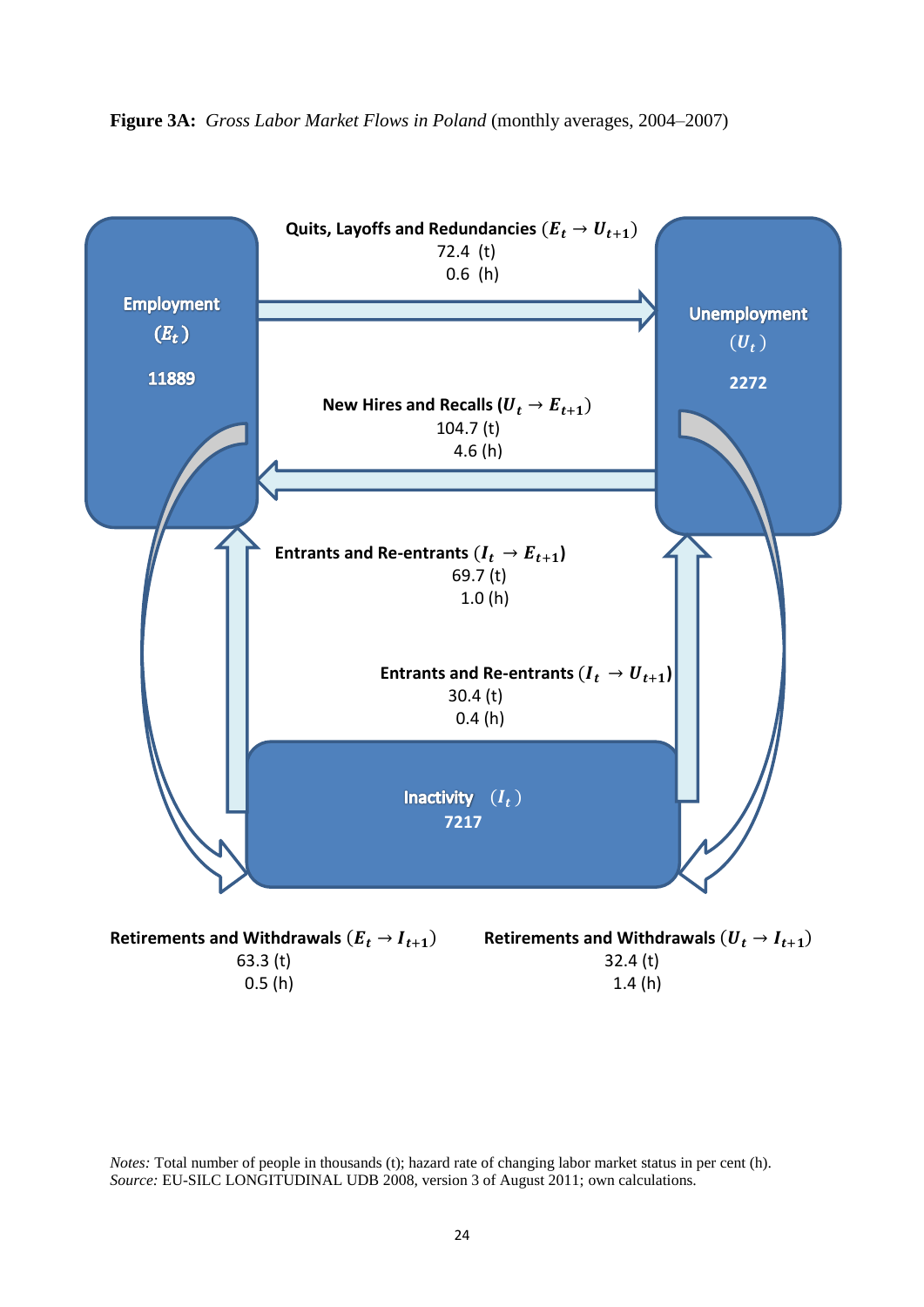**Figure 3A:** *Gross Labor Market Flows in Poland* (monthly averages, 2004–2007)

**Employment** ($E_t$)
**11889**

**Unemployment** ($U_t$)
**2272**

**Inactivity** ($I_t$)
**7217**

**Quits, Layoffs and Redundancies** ($E_t \rightarrow U_{t+1}$)
72.4 (t)
0.6 (h)

**New Hires and Recalls** ($U_t \rightarrow E_{t+1}$)
104.7 (t)
4.6 (h)

**Entrants and Re-entrants** ($I_t \rightarrow E_{t+1}$)
69.7 (t)
1.0 (h)

**Entrants and Re-entrants** ($I_t \rightarrow U_{t+1}$)
30.4 (t)
0.4 (h)

**Retirements and Withdrawals** ($E_t \rightarrow I_{t+1}$)
63.3 (t)
0.5 (h)

**Retirements and Withdrawals** ($U_t \rightarrow I_{t+1}$)
32.4 (t)
1.4 (h)

*Notes:* Total number of people in thousands (t); hazard rate of changing labor market status in per cent (h).
*Source:* EU-SILC LONGITUDINAL UDB 2008, version 3 of August 2011; own calculations.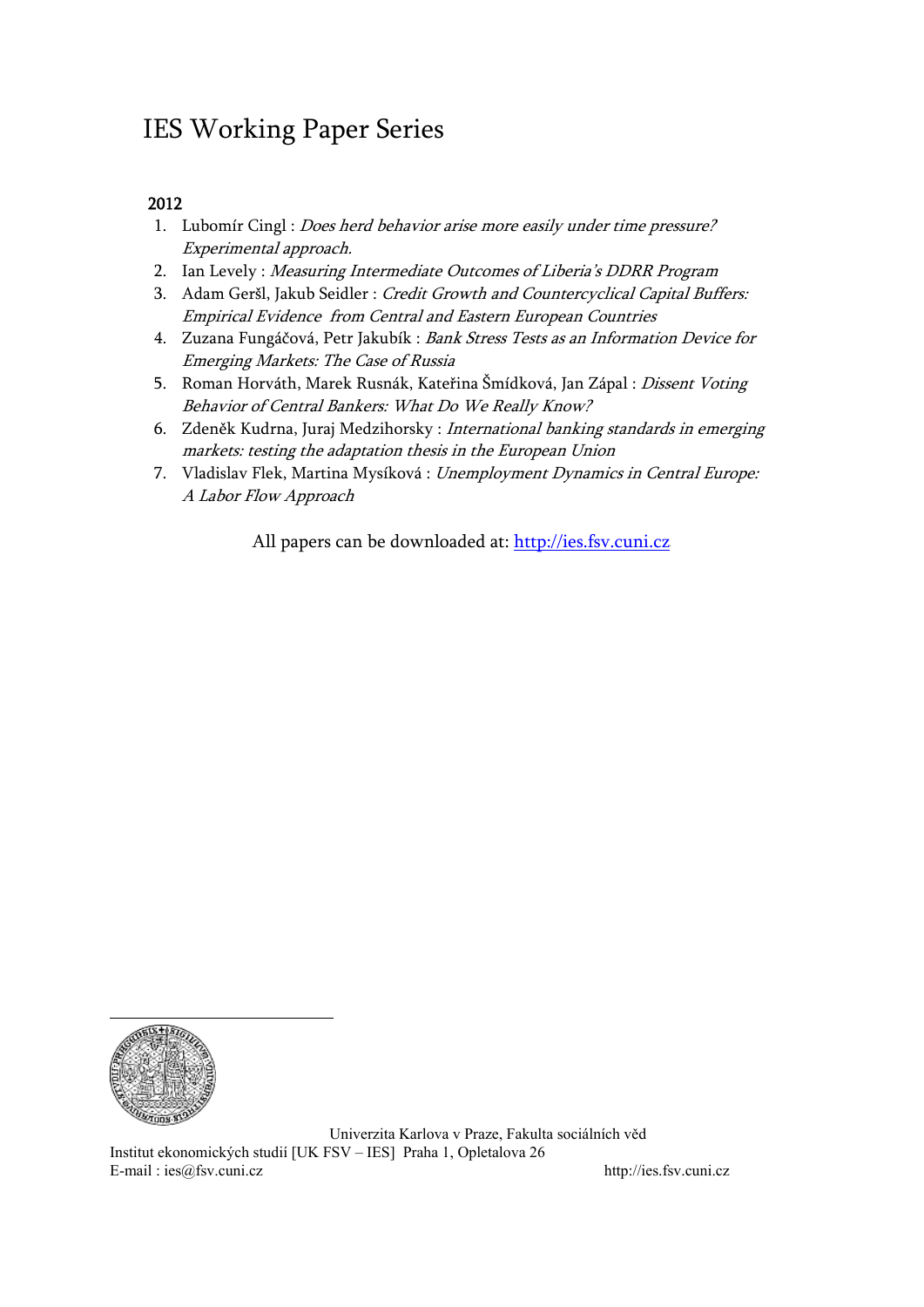# IES Working Paper Series

**2012**

1. Lubomír Cingl : *Does herd behavior arise more easily under time pressure? Experimental approach.*
2. Ian Levely : *Measuring Intermediate Outcomes of Liberia's DDRR Program*
3. Adam Geršl, Jakub Seidler : *Credit Growth and Countercyclical Capital Buffers: Empirical Evidence from Central and Eastern European Countries*
4. Zuzana Fungáčová, Petr Jakubík : *Bank Stress Tests as an Information Device for Emerging Markets: The Case of Russia*
5. Roman Horváth, Marek Rusnák, Kateřina Šmídková, Jan Zápal : *Dissent Voting Behavior of Central Bankers: What Do We Really Know?*
6. Zdeněk Kudrna, Juraj Medzihorsky : *International banking standards in emerging markets: testing the adaptation thesis in the European Union*
7. Vladislav Flek, Martina Mysíková : *Unemployment Dynamics in Central Europe: A Labor Flow Approach*

All papers can be downloaded at: http://ies.fsv.cuni.cz

Univerzita Karlova v Praze, Fakulta sociálních věd
Institut ekonomických studií [UK FSV – IES] Praha 1, Opletalova 26
E-mail : ies@fsv.cuni.cz http://ies.fsv.cuni.cz